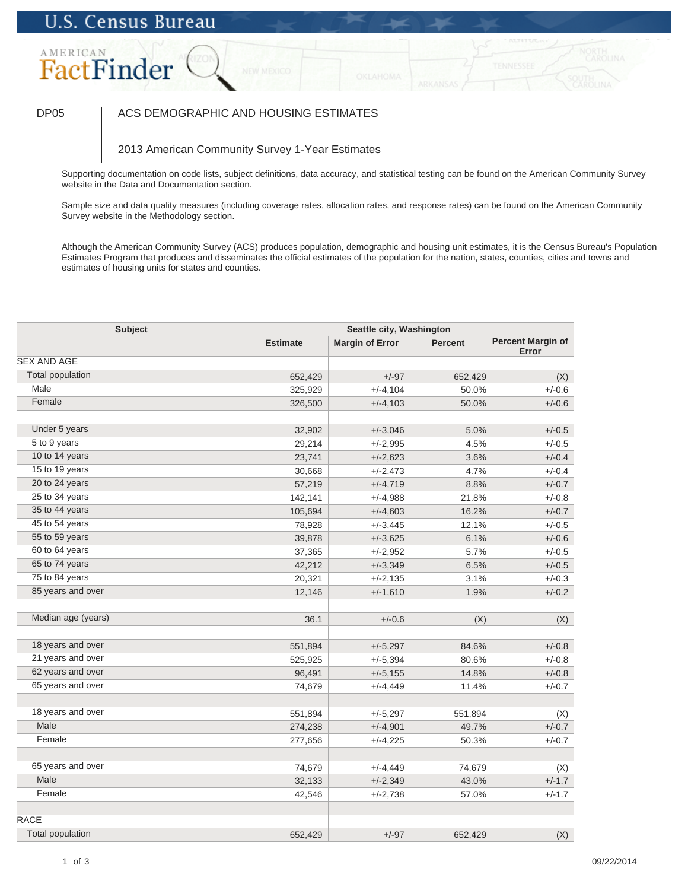U.S. Census Bureau

AMERICAN FactFinder

DP05 | ACS DEMOGRAPHIC AND HOUSING ESTIMATES

2013 American Community Survey 1-Year Estimates

Supporting documentation on code lists, subject definitions, data accuracy, and statistical testing can be found on the American Community Survey website in the Data and Documentation section.

Sample size and data quality measures (including coverage rates, allocation rates, and response rates) can be found on the American Community Survey website in the Methodology section.

Although the American Community Survey (ACS) produces population, demographic and housing unit estimates, it is the Census Bureau's Population Estimates Program that produces and disseminates the official estimates of the population for the nation, states, counties, cities and towns and estimates of housing units for states and counties.

| Subject | Seattle city, Washington | | | |
|---|---|---|---|---|
| | Estimate | Margin of Error | Percent | Percent Margin of Error |
| SEX AND AGE | | | | |
| Total population | 652,429 | +/-97 | 652,429 | (X) |
| Male | 325,929 | +/-4,104 | 50.0% | +/-0.6 |
| Female | 326,500 | +/-4,103 | 50.0% | +/-0.6 |
| | | | | |
| Under 5 years | 32,902 | +/-3,046 | 5.0% | +/-0.5 |
| 5 to 9 years | 29,214 | +/-2,995 | 4.5% | +/-0.5 |
| 10 to 14 years | 23,741 | +/-2,623 | 3.6% | +/-0.4 |
| 15 to 19 years | 30,668 | +/-2,473 | 4.7% | +/-0.4 |
| 20 to 24 years | 57,219 | +/-4,719 | 8.8% | +/-0.7 |
| 25 to 34 years | 142,141 | +/-4,988 | 21.8% | +/-0.8 |
| 35 to 44 years | 105,694 | +/-4,603 | 16.2% | +/-0.7 |
| 45 to 54 years | 78,928 | +/-3,445 | 12.1% | +/-0.5 |
| 55 to 59 years | 39,878 | +/-3,625 | 6.1% | +/-0.6 |
| 60 to 64 years | 37,365 | +/-2,952 | 5.7% | +/-0.5 |
| 65 to 74 years | 42,212 | +/-3,349 | 6.5% | +/-0.5 |
| 75 to 84 years | 20,321 | +/-2,135 | 3.1% | +/-0.3 |
| 85 years and over | 12,146 | +/-1,610 | 1.9% | +/-0.2 |
| | | | | |
| Median age (years) | 36.1 | +/-0.6 | (X) | (X) |
| | | | | |
| 18 years and over | 551,894 | +/-5,297 | 84.6% | +/-0.8 |
| 21 years and over | 525,925 | +/-5,394 | 80.6% | +/-0.8 |
| 62 years and over | 96,491 | +/-5,155 | 14.8% | +/-0.8 |
| 65 years and over | 74,679 | +/-4,449 | 11.4% | +/-0.7 |
| | | | | |
| 18 years and over | 551,894 | +/-5,297 | 551,894 | (X) |
| Male | 274,238 | +/-4,901 | 49.7% | +/-0.7 |
| Female | 277,656 | +/-4,225 | 50.3% | +/-0.7 |
| | | | | |
| 65 years and over | 74,679 | +/-4,449 | 74,679 | (X) |
| Male | 32,133 | +/-2,349 | 43.0% | +/-1.7 |
| Female | 42,546 | +/-2,738 | 57.0% | +/-1.7 |
| | | | | |
| RACE | | | | |
| Total population | 652,429 | +/-97 | 652,429 | (X) |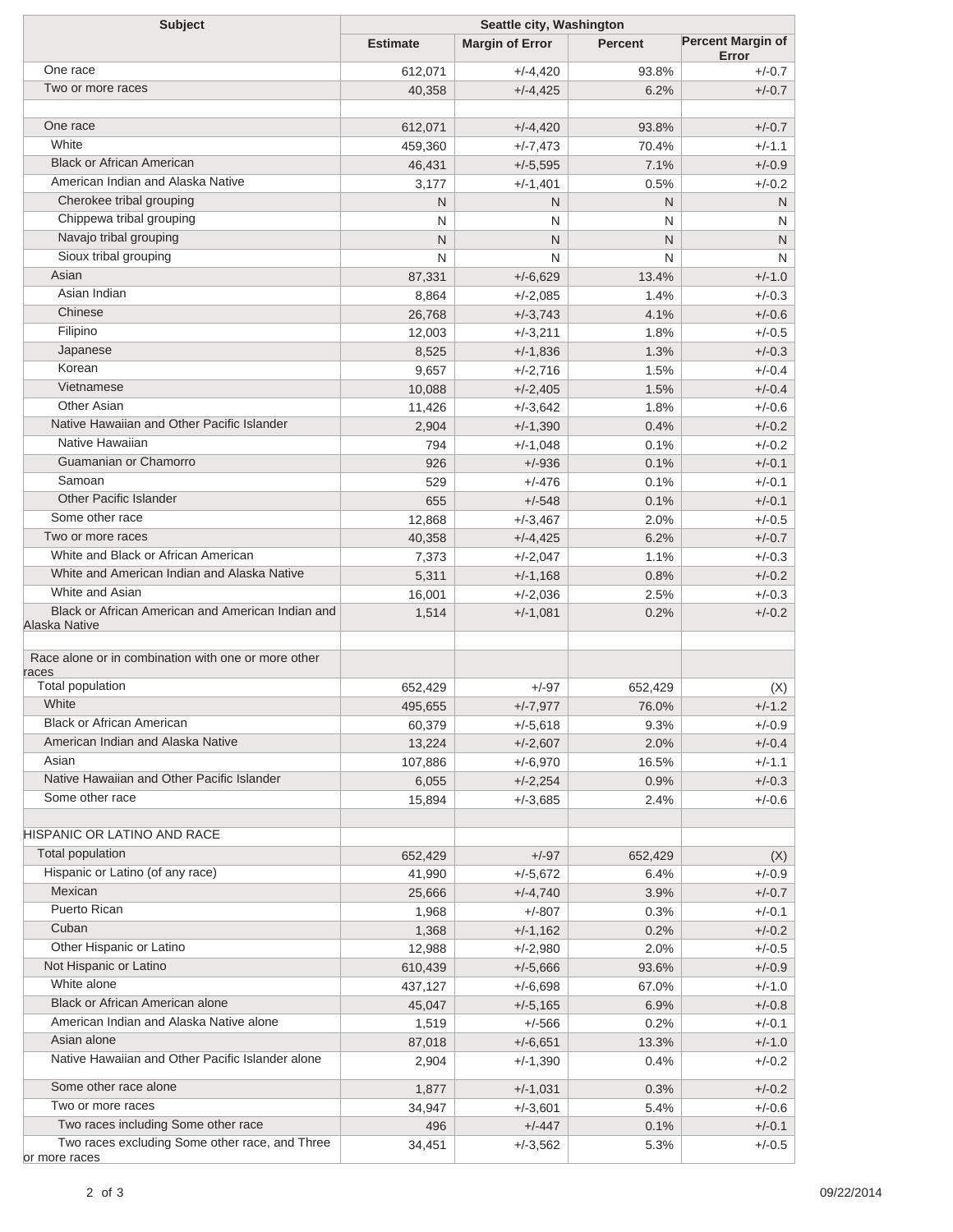| Subject | Seattle city, Washington | | | |
|---|---|---|---|---|
| | Estimate | Margin of Error | Percent | Percent Margin of Error |
| One race | 612,071 | +/-4,420 | 93.8% | +/-0.7 |
| Two or more races | 40,358 | +/-4,425 | 6.2% | +/-0.7 |
| | | | | |
| One race | 612,071 | +/-4,420 | 93.8% | +/-0.7 |
| White | 459,360 | +/-7,473 | 70.4% | +/-1.1 |
| Black or African American | 46,431 | +/-5,595 | 7.1% | +/-0.9 |
| American Indian and Alaska Native | 3,177 | +/-1,401 | 0.5% | +/-0.2 |
| Cherokee tribal grouping | N | N | N | N |
| Chippewa tribal grouping | N | N | N | N |
| Navajo tribal grouping | N | N | N | N |
| Sioux tribal grouping | N | N | N | N |
| Asian | 87,331 | +/-6,629 | 13.4% | +/-1.0 |
| Asian Indian | 8,864 | +/-2,085 | 1.4% | +/-0.3 |
| Chinese | 26,768 | +/-3,743 | 4.1% | +/-0.6 |
| Filipino | 12,003 | +/-3,211 | 1.8% | +/-0.5 |
| Japanese | 8,525 | +/-1,836 | 1.3% | +/-0.3 |
| Korean | 9,657 | +/-2,716 | 1.5% | +/-0.4 |
| Vietnamese | 10,088 | +/-2,405 | 1.5% | +/-0.4 |
| Other Asian | 11,426 | +/-3,642 | 1.8% | +/-0.6 |
| Native Hawaiian and Other Pacific Islander | 2,904 | +/-1,390 | 0.4% | +/-0.2 |
| Native Hawaiian | 794 | +/-1,048 | 0.1% | +/-0.2 |
| Guamanian or Chamorro | 926 | +/-936 | 0.1% | +/-0.1 |
| Samoan | 529 | +/-476 | 0.1% | +/-0.1 |
| Other Pacific Islander | 655 | +/-548 | 0.1% | +/-0.1 |
| Some other race | 12,868 | +/-3,467 | 2.0% | +/-0.5 |
| Two or more races | 40,358 | +/-4,425 | 6.2% | +/-0.7 |
| White and Black or African American | 7,373 | +/-2,047 | 1.1% | +/-0.3 |
| White and American Indian and Alaska Native | 5,311 | +/-1,168 | 0.8% | +/-0.2 |
| White and Asian | 16,001 | +/-2,036 | 2.5% | +/-0.3 |
| Black or African American and American Indian and Alaska Native | 1,514 | +/-1,081 | 0.2% | +/-0.2 |
| | | | | |
| Race alone or in combination with one or more other races | | | | |
| Total population | 652,429 | +/-97 | 652,429 | (X) |
| White | 495,655 | +/-7,977 | 76.0% | +/-1.2 |
| Black or African American | 60,379 | +/-5,618 | 9.3% | +/-0.9 |
| American Indian and Alaska Native | 13,224 | +/-2,607 | 2.0% | +/-0.4 |
| Asian | 107,886 | +/-6,970 | 16.5% | +/-1.1 |
| Native Hawaiian and Other Pacific Islander | 6,055 | +/-2,254 | 0.9% | +/-0.3 |
| Some other race | 15,894 | +/-3,685 | 2.4% | +/-0.6 |
| | | | | |
| HISPANIC OR LATINO AND RACE | | | | |
| Total population | 652,429 | +/-97 | 652,429 | (X) |
| Hispanic or Latino (of any race) | 41,990 | +/-5,672 | 6.4% | +/-0.9 |
| Mexican | 25,666 | +/-4,740 | 3.9% | +/-0.7 |
| Puerto Rican | 1,968 | +/-807 | 0.3% | +/-0.1 |
| Cuban | 1,368 | +/-1,162 | 0.2% | +/-0.2 |
| Other Hispanic or Latino | 12,988 | +/-2,980 | 2.0% | +/-0.5 |
| Not Hispanic or Latino | 610,439 | +/-5,666 | 93.6% | +/-0.9 |
| White alone | 437,127 | +/-6,698 | 67.0% | +/-1.0 |
| Black or African American alone | 45,047 | +/-5,165 | 6.9% | +/-0.8 |
| American Indian and Alaska Native alone | 1,519 | +/-566 | 0.2% | +/-0.1 |
| Asian alone | 87,018 | +/-6,651 | 13.3% | +/-1.0 |
| Native Hawaiian and Other Pacific Islander alone | 2,904 | +/-1,390 | 0.4% | +/-0.2 |
| Some other race alone | 1,877 | +/-1,031 | 0.3% | +/-0.2 |
| Two or more races | 34,947 | +/-3,601 | 5.4% | +/-0.6 |
| Two races including Some other race | 496 | +/-447 | 0.1% | +/-0.1 |
| Two races excluding Some other race, and Three or more races | 34,451 | +/-3,562 | 5.3% | +/-0.5 |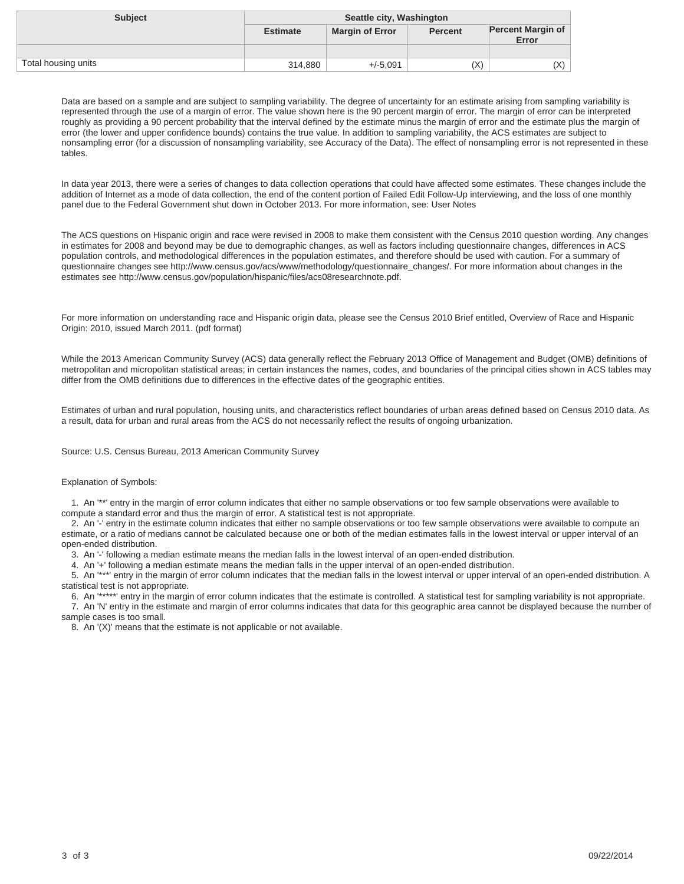| Subject | Seattle city, Washington | | | |
|---|---|---|---|---|
| | Estimate | Margin of Error | Percent | Percent Margin of Error |
| | | | | |
| Total housing units | 314,880 | +/-5,091 | (X) | (X) |

Data are based on a sample and are subject to sampling variability. The degree of uncertainty for an estimate arising from sampling variability is represented through the use of a margin of error. The value shown here is the 90 percent margin of error. The margin of error can be interpreted roughly as providing a 90 percent probability that the interval defined by the estimate minus the margin of error and the estimate plus the margin of error (the lower and upper confidence bounds) contains the true value. In addition to sampling variability, the ACS estimates are subject to nonsampling error (for a discussion of nonsampling variability, see Accuracy of the Data). The effect of nonsampling error is not represented in these tables.

In data year 2013, there were a series of changes to data collection operations that could have affected some estimates. These changes include the addition of Internet as a mode of data collection, the end of the content portion of Failed Edit Follow-Up interviewing, and the loss of one monthly panel due to the Federal Government shut down in October 2013. For more information, see: User Notes

The ACS questions on Hispanic origin and race were revised in 2008 to make them consistent with the Census 2010 question wording. Any changes in estimates for 2008 and beyond may be due to demographic changes, as well as factors including questionnaire changes, differences in ACS population controls, and methodological differences in the population estimates, and therefore should be used with caution. For a summary of questionnaire changes see http://www.census.gov/acs/www/methodology/questionnaire_changes/. For more information about changes in the estimates see http://www.census.gov/population/hispanic/files/acs08researchnote.pdf.

For more information on understanding race and Hispanic origin data, please see the Census 2010 Brief entitled, Overview of Race and Hispanic Origin: 2010, issued March 2011. (pdf format)

While the 2013 American Community Survey (ACS) data generally reflect the February 2013 Office of Management and Budget (OMB) definitions of metropolitan and micropolitan statistical areas; in certain instances the names, codes, and boundaries of the principal cities shown in ACS tables may differ from the OMB definitions due to differences in the effective dates of the geographic entities.

Estimates of urban and rural population, housing units, and characteristics reflect boundaries of urban areas defined based on Census 2010 data. As a result, data for urban and rural areas from the ACS do not necessarily reflect the results of ongoing urbanization.

Source: U.S. Census Bureau, 2013 American Community Survey

Explanation of Symbols:

1. An '**' entry in the margin of error column indicates that either no sample observations or too few sample observations were available to compute a standard error and thus the margin of error. A statistical test is not appropriate.
2. An '-' entry in the estimate column indicates that either no sample observations or too few sample observations were available to compute an estimate, or a ratio of medians cannot be calculated because one or both of the median estimates falls in the lowest interval or upper interval of an open-ended distribution.
3. An '-' following a median estimate means the median falls in the lowest interval of an open-ended distribution.
4. An '+' following a median estimate means the median falls in the upper interval of an open-ended distribution.
5. An '***' entry in the margin of error column indicates that the median falls in the lowest interval or upper interval of an open-ended distribution. A statistical test is not appropriate.
6. An '*****' entry in the margin of error column indicates that the estimate is controlled. A statistical test for sampling variability is not appropriate.
7. An 'N' entry in the estimate and margin of error columns indicates that data for this geographic area cannot be displayed because the number of sample cases is too small.
8. An '(X)' means that the estimate is not applicable or not available.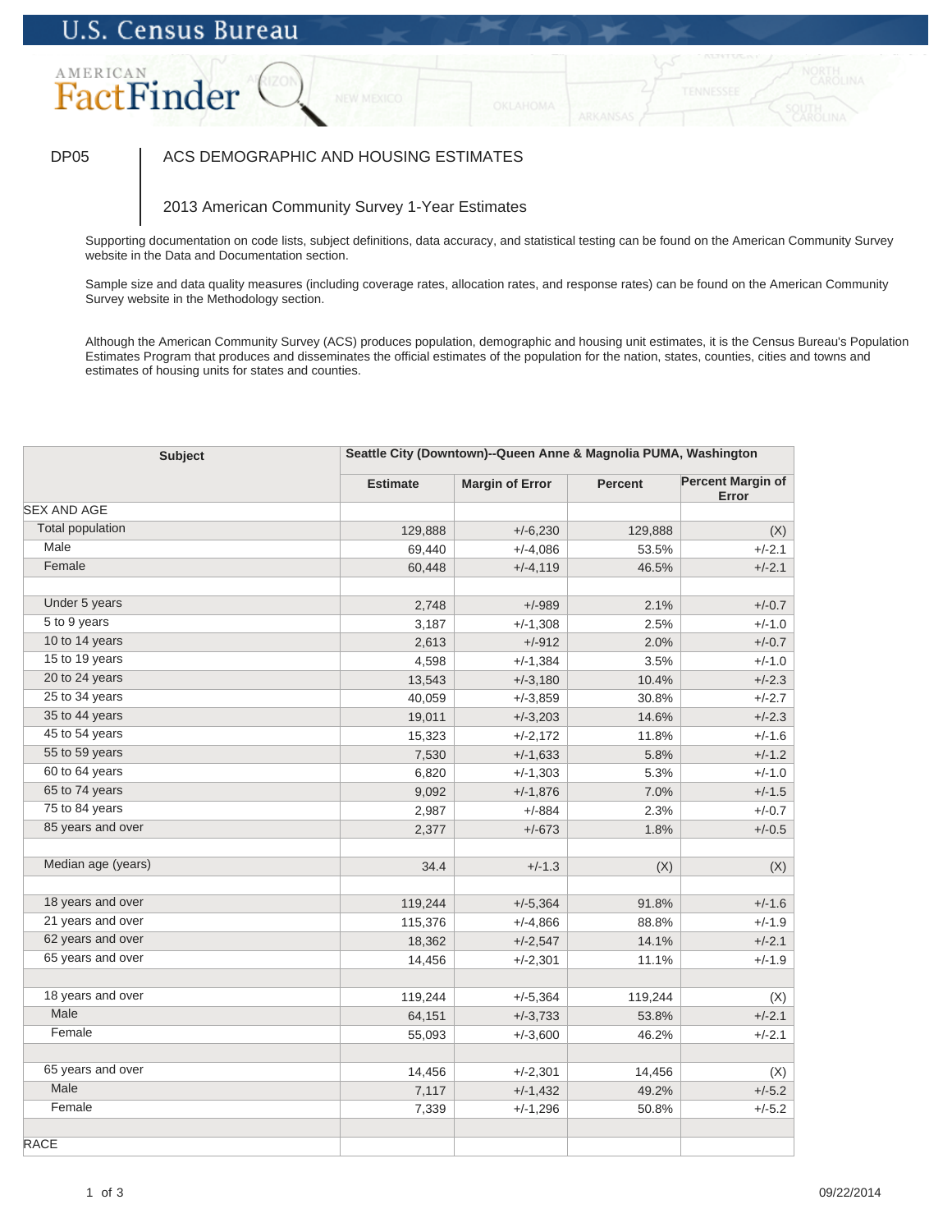U.S. Census Bureau

AMERICAN FactFinder

DP05 | ACS DEMOGRAPHIC AND HOUSING ESTIMATES

2013 American Community Survey 1-Year Estimates

Supporting documentation on code lists, subject definitions, data accuracy, and statistical testing can be found on the American Community Survey website in the Data and Documentation section.

Sample size and data quality measures (including coverage rates, allocation rates, and response rates) can be found on the American Community Survey website in the Methodology section.

Although the American Community Survey (ACS) produces population, demographic and housing unit estimates, it is the Census Bureau's Population Estimates Program that produces and disseminates the official estimates of the population for the nation, states, counties, cities and towns and estimates of housing units for states and counties.

| Subject | Seattle City (Downtown)--Queen Anne & Magnolia PUMA, Washington | | | |
|---|---|---|---|---|
| | Estimate | Margin of Error | Percent | Percent Margin of Error |
| SEX AND AGE | | | | |
| Total population | 129,888 | +/-6,230 | 129,888 | (X) |
| Male | 69,440 | +/-4,086 | 53.5% | +/-2.1 |
| Female | 60,448 | +/-4,119 | 46.5% | +/-2.1 |
| | | | | |
| Under 5 years | 2,748 | +/-989 | 2.1% | +/-0.7 |
| 5 to 9 years | 3,187 | +/-1,308 | 2.5% | +/-1.0 |
| 10 to 14 years | 2,613 | +/-912 | 2.0% | +/-0.7 |
| 15 to 19 years | 4,598 | +/-1,384 | 3.5% | +/-1.0 |
| 20 to 24 years | 13,543 | +/-3,180 | 10.4% | +/-2.3 |
| 25 to 34 years | 40,059 | +/-3,859 | 30.8% | +/-2.7 |
| 35 to 44 years | 19,011 | +/-3,203 | 14.6% | +/-2.3 |
| 45 to 54 years | 15,323 | +/-2,172 | 11.8% | +/-1.6 |
| 55 to 59 years | 7,530 | +/-1,633 | 5.8% | +/-1.2 |
| 60 to 64 years | 6,820 | +/-1,303 | 5.3% | +/-1.0 |
| 65 to 74 years | 9,092 | +/-1,876 | 7.0% | +/-1.5 |
| 75 to 84 years | 2,987 | +/-884 | 2.3% | +/-0.7 |
| 85 years and over | 2,377 | +/-673 | 1.8% | +/-0.5 |
| | | | | |
| Median age (years) | 34.4 | +/-1.3 | (X) | (X) |
| | | | | |
| 18 years and over | 119,244 | +/-5,364 | 91.8% | +/-1.6 |
| 21 years and over | 115,376 | +/-4,866 | 88.8% | +/-1.9 |
| 62 years and over | 18,362 | +/-2,547 | 14.1% | +/-2.1 |
| 65 years and over | 14,456 | +/-2,301 | 11.1% | +/-1.9 |
| | | | | |
| 18 years and over | 119,244 | +/-5,364 | 119,244 | (X) |
| Male | 64,151 | +/-3,733 | 53.8% | +/-2.1 |
| Female | 55,093 | +/-3,600 | 46.2% | +/-2.1 |
| | | | | |
| 65 years and over | 14,456 | +/-2,301 | 14,456 | (X) |
| Male | 7,117 | +/-1,432 | 49.2% | +/-5.2 |
| Female | 7,339 | +/-1,296 | 50.8% | +/-5.2 |
| | | | | |
| RACE | | | | |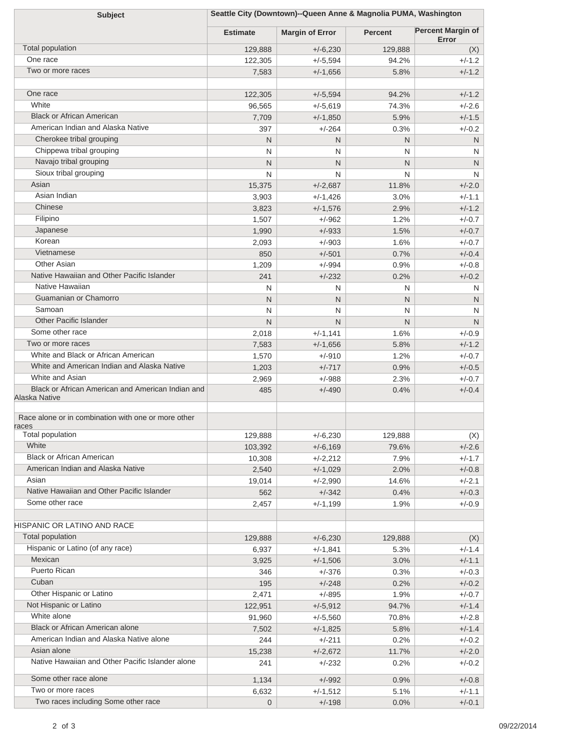| Subject | Seattle City (Downtown)--Queen Anne & Magnolia PUMA, Washington | | | |
|---|---|---|---|---|
| | Estimate | Margin of Error | Percent | Percent Margin of Error |
| Total population | 129,888 | +/-6,230 | 129,888 | (X) |
| One race | 122,305 | +/-5,594 | 94.2% | +/-1.2 |
| Two or more races | 7,583 | +/-1,656 | 5.8% | +/-1.2 |
| | | | | |
| One race | 122,305 | +/-5,594 | 94.2% | +/-1.2 |
| White | 96,565 | +/-5,619 | 74.3% | +/-2.6 |
| Black or African American | 7,709 | +/-1,850 | 5.9% | +/-1.5 |
| American Indian and Alaska Native | 397 | +/-264 | 0.3% | +/-0.2 |
| Cherokee tribal grouping | N | N | N | N |
| Chippewa tribal grouping | N | N | N | N |
| Navajo tribal grouping | N | N | N | N |
| Sioux tribal grouping | N | N | N | N |
| Asian | 15,375 | +/-2,687 | 11.8% | +/-2.0 |
| Asian Indian | 3,903 | +/-1,426 | 3.0% | +/-1.1 |
| Chinese | 3,823 | +/-1,576 | 2.9% | +/-1.2 |
| Filipino | 1,507 | +/-962 | 1.2% | +/-0.7 |
| Japanese | 1,990 | +/-933 | 1.5% | +/-0.7 |
| Korean | 2,093 | +/-903 | 1.6% | +/-0.7 |
| Vietnamese | 850 | +/-501 | 0.7% | +/-0.4 |
| Other Asian | 1,209 | +/-994 | 0.9% | +/-0.8 |
| Native Hawaiian and Other Pacific Islander | 241 | +/-232 | 0.2% | +/-0.2 |
| Native Hawaiian | N | N | N | N |
| Guamanian or Chamorro | N | N | N | N |
| Samoan | N | N | N | N |
| Other Pacific Islander | N | N | N | N |
| Some other race | 2,018 | +/-1,141 | 1.6% | +/-0.9 |
| Two or more races | 7,583 | +/-1,656 | 5.8% | +/-1.2 |
| White and Black or African American | 1,570 | +/-910 | 1.2% | +/-0.7 |
| White and American Indian and Alaska Native | 1,203 | +/-717 | 0.9% | +/-0.5 |
| White and Asian | 2,969 | +/-988 | 2.3% | +/-0.7 |
| Black or African American and American Indian and Alaska Native | 485 | +/-490 | 0.4% | +/-0.4 |
| | | | | |
| Race alone or in combination with one or more other races | | | | |
| Total population | 129,888 | +/-6,230 | 129,888 | (X) |
| White | 103,392 | +/-6,169 | 79.6% | +/-2.6 |
| Black or African American | 10,308 | +/-2,212 | 7.9% | +/-1.7 |
| American Indian and Alaska Native | 2,540 | +/-1,029 | 2.0% | +/-0.8 |
| Asian | 19,014 | +/-2,990 | 14.6% | +/-2.1 |
| Native Hawaiian and Other Pacific Islander | 562 | +/-342 | 0.4% | +/-0.3 |
| Some other race | 2,457 | +/-1,199 | 1.9% | +/-0.9 |
| | | | | |
| HISPANIC OR LATINO AND RACE | | | | |
| Total population | 129,888 | +/-6,230 | 129,888 | (X) |
| Hispanic or Latino (of any race) | 6,937 | +/-1,841 | 5.3% | +/-1.4 |
| Mexican | 3,925 | +/-1,506 | 3.0% | +/-1.1 |
| Puerto Rican | 346 | +/-376 | 0.3% | +/-0.3 |
| Cuban | 195 | +/-248 | 0.2% | +/-0.2 |
| Other Hispanic or Latino | 2,471 | +/-895 | 1.9% | +/-0.7 |
| Not Hispanic or Latino | 122,951 | +/-5,912 | 94.7% | +/-1.4 |
| White alone | 91,960 | +/-5,560 | 70.8% | +/-2.8 |
| Black or African American alone | 7,502 | +/-1,825 | 5.8% | +/-1.4 |
| American Indian and Alaska Native alone | 244 | +/-211 | 0.2% | +/-0.2 |
| Asian alone | 15,238 | +/-2,672 | 11.7% | +/-2.0 |
| Native Hawaiian and Other Pacific Islander alone | 241 | +/-232 | 0.2% | +/-0.2 |
| Some other race alone | 1,134 | +/-992 | 0.9% | +/-0.8 |
| Two or more races | 6,632 | +/-1,512 | 5.1% | +/-1.1 |
| Two races including Some other race | 0 | +/-198 | 0.0% | +/-0.1 |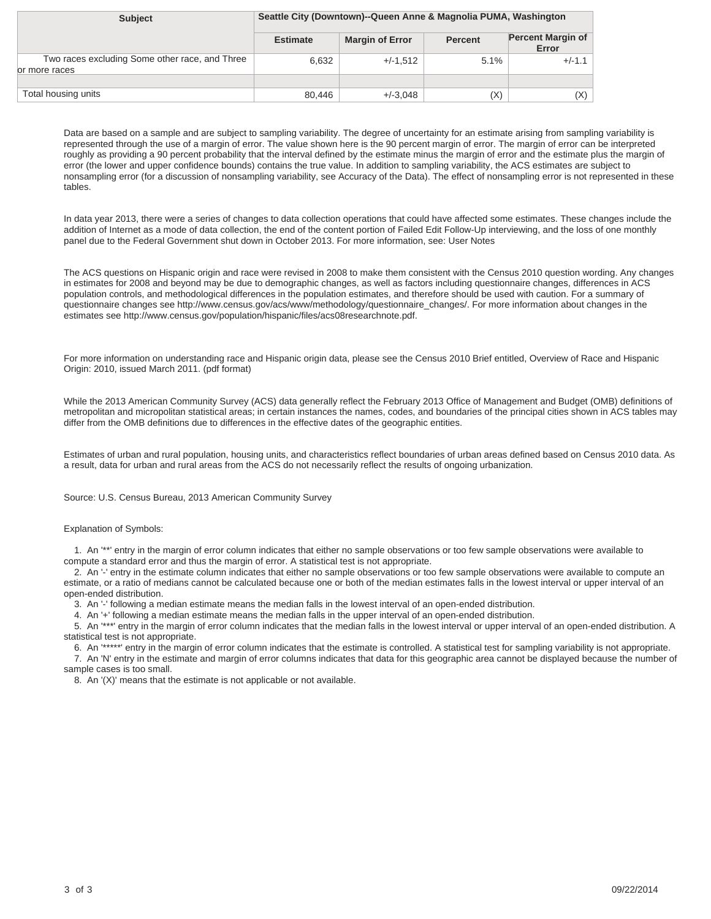| Subject | Seattle City (Downtown)--Queen Anne & Magnolia PUMA, Washington | | | |
|---|---|---|---|---|
| | Estimate | Margin of Error | Percent | Percent Margin of Error |
| Two races excluding Some other race, and Three or more races | 6,632 | +/-1,512 | 5.1% | +/-1.1 |
| | | | | |
| Total housing units | 80,446 | +/-3,048 | (X) | (X) |

Data are based on a sample and are subject to sampling variability. The degree of uncertainty for an estimate arising from sampling variability is represented through the use of a margin of error. The value shown here is the 90 percent margin of error. The margin of error can be interpreted roughly as providing a 90 percent probability that the interval defined by the estimate minus the margin of error and the estimate plus the margin of error (the lower and upper confidence bounds) contains the true value. In addition to sampling variability, the ACS estimates are subject to nonsampling error (for a discussion of nonsampling variability, see Accuracy of the Data). The effect of nonsampling error is not represented in these tables.

In data year 2013, there were a series of changes to data collection operations that could have affected some estimates. These changes include the addition of Internet as a mode of data collection, the end of the content portion of Failed Edit Follow-Up interviewing, and the loss of one monthly panel due to the Federal Government shut down in October 2013. For more information, see: User Notes

The ACS questions on Hispanic origin and race were revised in 2008 to make them consistent with the Census 2010 question wording. Any changes in estimates for 2008 and beyond may be due to demographic changes, as well as factors including questionnaire changes, differences in ACS population controls, and methodological differences in the population estimates, and therefore should be used with caution. For a summary of questionnaire changes see http://www.census.gov/acs/www/methodology/questionnaire_changes/. For more information about changes in the estimates see http://www.census.gov/population/hispanic/files/acs08researchnote.pdf.

For more information on understanding race and Hispanic origin data, please see the Census 2010 Brief entitled, Overview of Race and Hispanic Origin: 2010, issued March 2011. (pdf format)

While the 2013 American Community Survey (ACS) data generally reflect the February 2013 Office of Management and Budget (OMB) definitions of metropolitan and micropolitan statistical areas; in certain instances the names, codes, and boundaries of the principal cities shown in ACS tables may differ from the OMB definitions due to differences in the effective dates of the geographic entities.

Estimates of urban and rural population, housing units, and characteristics reflect boundaries of urban areas defined based on Census 2010 data. As a result, data for urban and rural areas from the ACS do not necessarily reflect the results of ongoing urbanization.

Source: U.S. Census Bureau, 2013 American Community Survey

Explanation of Symbols:

1. An '**' entry in the margin of error column indicates that either no sample observations or too few sample observations were available to compute a standard error and thus the margin of error. A statistical test is not appropriate.
2. An '-' entry in the estimate column indicates that either no sample observations or too few sample observations were available to compute an estimate, or a ratio of medians cannot be calculated because one or both of the median estimates falls in the lowest interval or upper interval of an open-ended distribution.
3. An '-' following a median estimate means the median falls in the lowest interval of an open-ended distribution.
4. An '+' following a median estimate means the median falls in the upper interval of an open-ended distribution.
5. An '***' entry in the margin of error column indicates that the median falls in the lowest interval or upper interval of an open-ended distribution. A statistical test is not appropriate.
6. An '*****' entry in the margin of error column indicates that the estimate is controlled. A statistical test for sampling variability is not appropriate.
7. An 'N' entry in the estimate and margin of error columns indicates that data for this geographic area cannot be displayed because the number of sample cases is too small.
8. An '(X)' means that the estimate is not applicable or not available.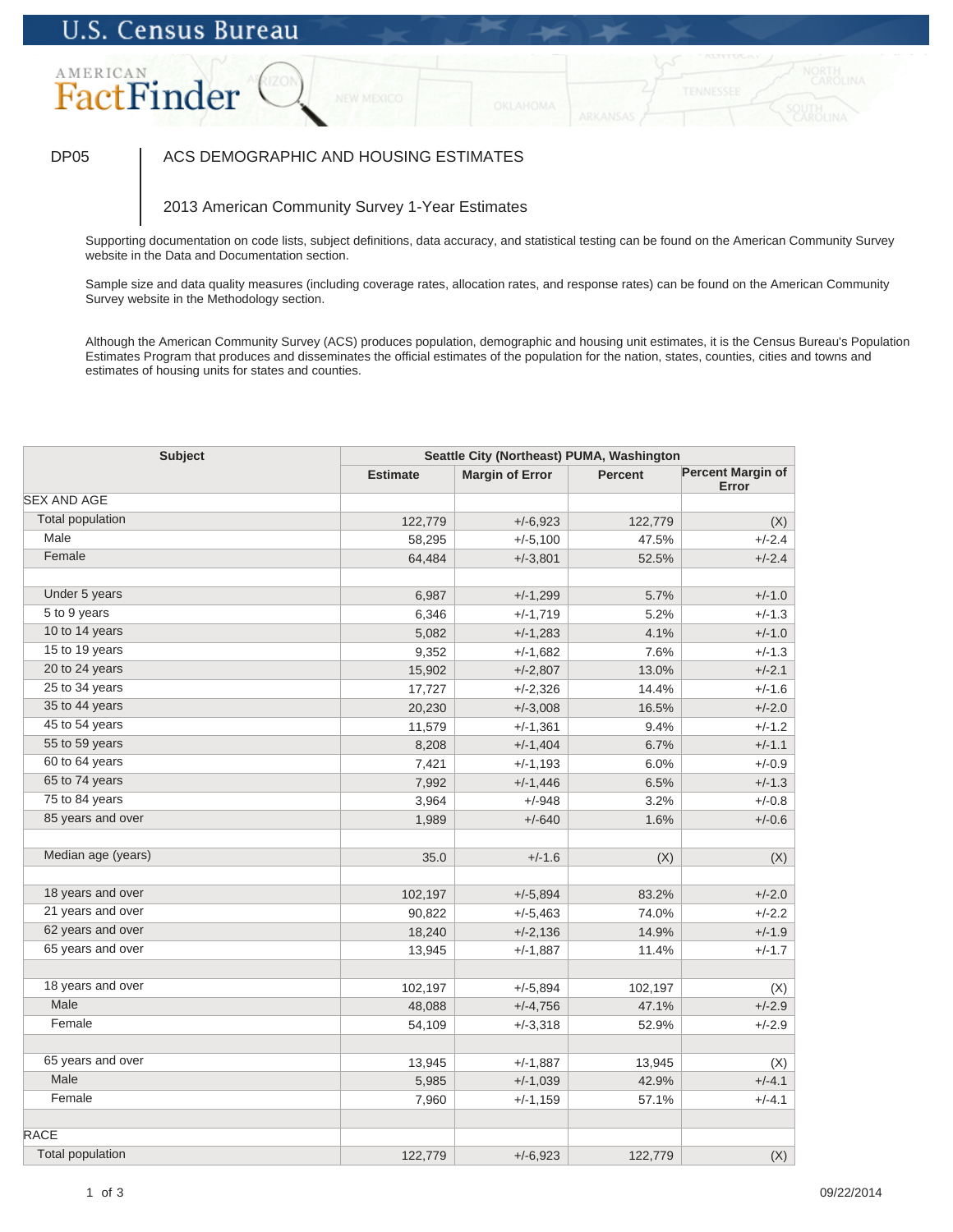U.S. Census Bureau

AMERICAN FactFinder

DP05 — ACS DEMOGRAPHIC AND HOUSING ESTIMATES

2013 American Community Survey 1-Year Estimates

Supporting documentation on code lists, subject definitions, data accuracy, and statistical testing can be found on the American Community Survey website in the Data and Documentation section.

Sample size and data quality measures (including coverage rates, allocation rates, and response rates) can be found on the American Community Survey website in the Methodology section.

Although the American Community Survey (ACS) produces population, demographic and housing unit estimates, it is the Census Bureau's Population Estimates Program that produces and disseminates the official estimates of the population for the nation, states, counties, cities and towns and estimates of housing units for states and counties.

| Subject | Seattle City (Northeast) PUMA, Washington | | | |
|---|---|---|---|---|
| | Estimate | Margin of Error | Percent | Percent Margin of Error |
| SEX AND AGE | | | | |
| Total population | 122,779 | +/-6,923 | 122,779 | (X) |
| Male | 58,295 | +/-5,100 | 47.5% | +/-2.4 |
| Female | 64,484 | +/-3,801 | 52.5% | +/-2.4 |
| | | | | |
| Under 5 years | 6,987 | +/-1,299 | 5.7% | +/-1.0 |
| 5 to 9 years | 6,346 | +/-1,719 | 5.2% | +/-1.3 |
| 10 to 14 years | 5,082 | +/-1,283 | 4.1% | +/-1.0 |
| 15 to 19 years | 9,352 | +/-1,682 | 7.6% | +/-1.3 |
| 20 to 24 years | 15,902 | +/-2,807 | 13.0% | +/-2.1 |
| 25 to 34 years | 17,727 | +/-2,326 | 14.4% | +/-1.6 |
| 35 to 44 years | 20,230 | +/-3,008 | 16.5% | +/-2.0 |
| 45 to 54 years | 11,579 | +/-1,361 | 9.4% | +/-1.2 |
| 55 to 59 years | 8,208 | +/-1,404 | 6.7% | +/-1.1 |
| 60 to 64 years | 7,421 | +/-1,193 | 6.0% | +/-0.9 |
| 65 to 74 years | 7,992 | +/-1,446 | 6.5% | +/-1.3 |
| 75 to 84 years | 3,964 | +/-948 | 3.2% | +/-0.8 |
| 85 years and over | 1,989 | +/-640 | 1.6% | +/-0.6 |
| | | | | |
| Median age (years) | 35.0 | +/-1.6 | (X) | (X) |
| | | | | |
| 18 years and over | 102,197 | +/-5,894 | 83.2% | +/-2.0 |
| 21 years and over | 90,822 | +/-5,463 | 74.0% | +/-2.2 |
| 62 years and over | 18,240 | +/-2,136 | 14.9% | +/-1.9 |
| 65 years and over | 13,945 | +/-1,887 | 11.4% | +/-1.7 |
| | | | | |
| 18 years and over | 102,197 | +/-5,894 | 102,197 | (X) |
| Male | 48,088 | +/-4,756 | 47.1% | +/-2.9 |
| Female | 54,109 | +/-3,318 | 52.9% | +/-2.9 |
| | | | | |
| 65 years and over | 13,945 | +/-1,887 | 13,945 | (X) |
| Male | 5,985 | +/-1,039 | 42.9% | +/-4.1 |
| Female | 7,960 | +/-1,159 | 57.1% | +/-4.1 |
| | | | | |
| RACE | | | | |
| Total population | 122,779 | +/-6,923 | 122,779 | (X) |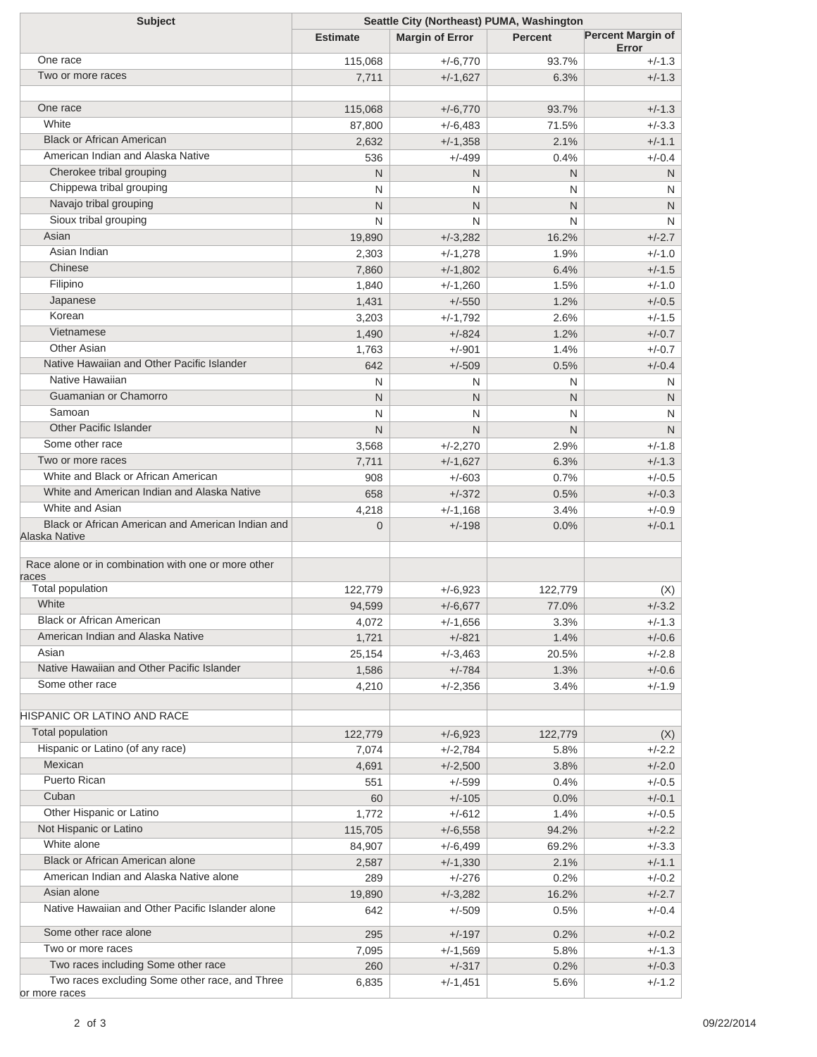| Subject | Seattle City (Northeast) PUMA, Washington | | | |
|---|---|---|---|---|
| | Estimate | Margin of Error | Percent | Percent Margin of Error |
| One race | 115,068 | +/-6,770 | 93.7% | +/-1.3 |
| Two or more races | 7,711 | +/-1,627 | 6.3% | +/-1.3 |
| | | | | |
| One race | 115,068 | +/-6,770 | 93.7% | +/-1.3 |
| White | 87,800 | +/-6,483 | 71.5% | +/-3.3 |
| Black or African American | 2,632 | +/-1,358 | 2.1% | +/-1.1 |
| American Indian and Alaska Native | 536 | +/-499 | 0.4% | +/-0.4 |
| Cherokee tribal grouping | N | N | N | N |
| Chippewa tribal grouping | N | N | N | N |
| Navajo tribal grouping | N | N | N | N |
| Sioux tribal grouping | N | N | N | N |
| Asian | 19,890 | +/-3,282 | 16.2% | +/-2.7 |
| Asian Indian | 2,303 | +/-1,278 | 1.9% | +/-1.0 |
| Chinese | 7,860 | +/-1,802 | 6.4% | +/-1.5 |
| Filipino | 1,840 | +/-1,260 | 1.5% | +/-1.0 |
| Japanese | 1,431 | +/-550 | 1.2% | +/-0.5 |
| Korean | 3,203 | +/-1,792 | 2.6% | +/-1.5 |
| Vietnamese | 1,490 | +/-824 | 1.2% | +/-0.7 |
| Other Asian | 1,763 | +/-901 | 1.4% | +/-0.7 |
| Native Hawaiian and Other Pacific Islander | 642 | +/-509 | 0.5% | +/-0.4 |
| Native Hawaiian | N | N | N | N |
| Guamanian or Chamorro | N | N | N | N |
| Samoan | N | N | N | N |
| Other Pacific Islander | N | N | N | N |
| Some other race | 3,568 | +/-2,270 | 2.9% | +/-1.8 |
| Two or more races | 7,711 | +/-1,627 | 6.3% | +/-1.3 |
| White and Black or African American | 908 | +/-603 | 0.7% | +/-0.5 |
| White and American Indian and Alaska Native | 658 | +/-372 | 0.5% | +/-0.3 |
| White and Asian | 4,218 | +/-1,168 | 3.4% | +/-0.9 |
| Black or African American and American Indian and Alaska Native | 0 | +/-198 | 0.0% | +/-0.1 |
| | | | | |
| Race alone or in combination with one or more other races | | | | |
| Total population | 122,779 | +/-6,923 | 122,779 | (X) |
| White | 94,599 | +/-6,677 | 77.0% | +/-3.2 |
| Black or African American | 4,072 | +/-1,656 | 3.3% | +/-1.3 |
| American Indian and Alaska Native | 1,721 | +/-821 | 1.4% | +/-0.6 |
| Asian | 25,154 | +/-3,463 | 20.5% | +/-2.8 |
| Native Hawaiian and Other Pacific Islander | 1,586 | +/-784 | 1.3% | +/-0.6 |
| Some other race | 4,210 | +/-2,356 | 3.4% | +/-1.9 |
| | | | | |
| HISPANIC OR LATINO AND RACE | | | | |
| Total population | 122,779 | +/-6,923 | 122,779 | (X) |
| Hispanic or Latino (of any race) | 7,074 | +/-2,784 | 5.8% | +/-2.2 |
| Mexican | 4,691 | +/-2,500 | 3.8% | +/-2.0 |
| Puerto Rican | 551 | +/-599 | 0.4% | +/-0.5 |
| Cuban | 60 | +/-105 | 0.0% | +/-0.1 |
| Other Hispanic or Latino | 1,772 | +/-612 | 1.4% | +/-0.5 |
| Not Hispanic or Latino | 115,705 | +/-6,558 | 94.2% | +/-2.2 |
| White alone | 84,907 | +/-6,499 | 69.2% | +/-3.3 |
| Black or African American alone | 2,587 | +/-1,330 | 2.1% | +/-1.1 |
| American Indian and Alaska Native alone | 289 | +/-276 | 0.2% | +/-0.2 |
| Asian alone | 19,890 | +/-3,282 | 16.2% | +/-2.7 |
| Native Hawaiian and Other Pacific Islander alone | 642 | +/-509 | 0.5% | +/-0.4 |
| Some other race alone | 295 | +/-197 | 0.2% | +/-0.2 |
| Two or more races | 7,095 | +/-1,569 | 5.8% | +/-1.3 |
| Two races including Some other race | 260 | +/-317 | 0.2% | +/-0.3 |
| Two races excluding Some other race, and Three or more races | 6,835 | +/-1,451 | 5.6% | +/-1.2 |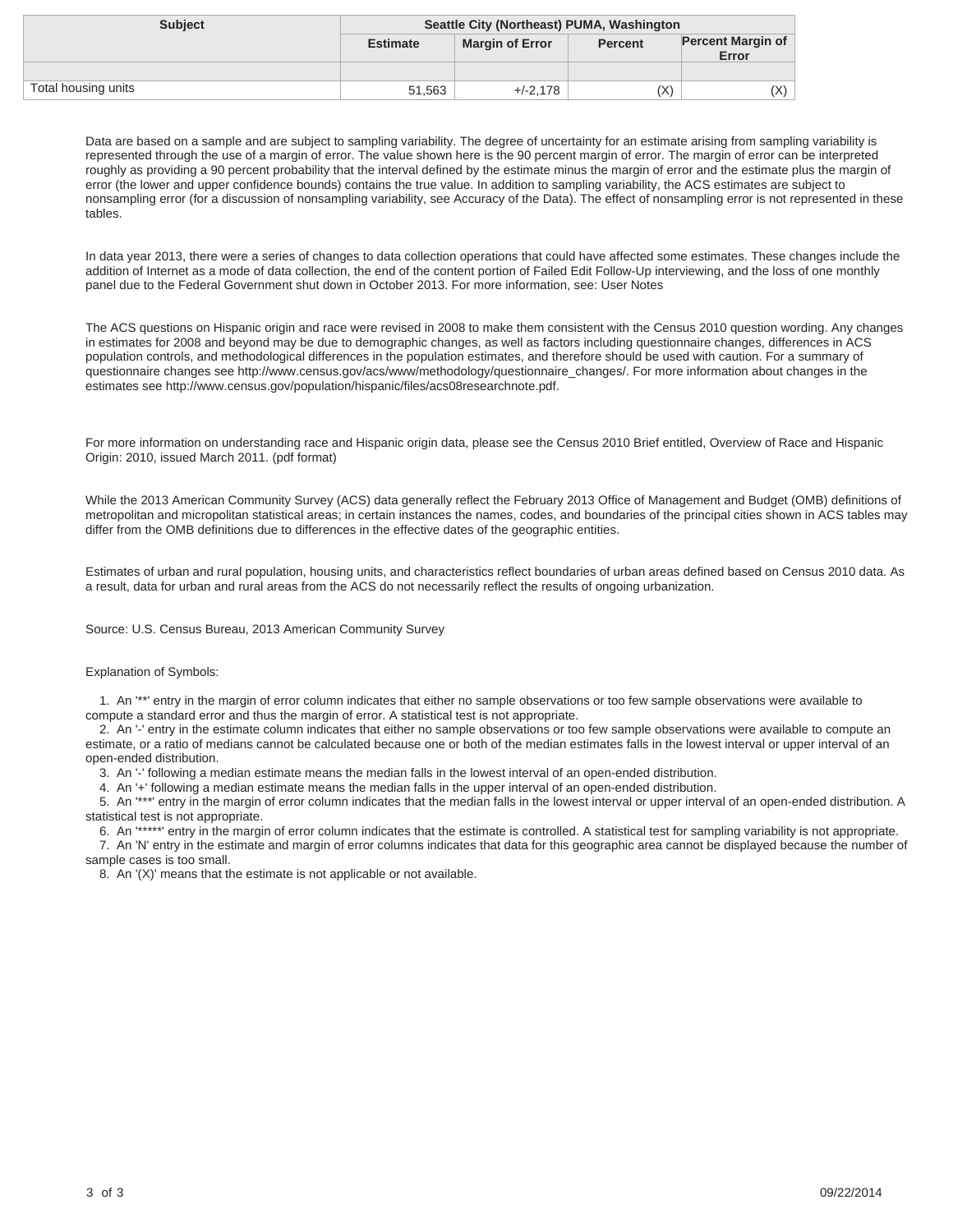| Subject | Seattle City (Northeast) PUMA, Washington | | | |
|---|---|---|---|---|
| | Estimate | Margin of Error | Percent | Percent Margin of Error |
| | | | | |
| Total housing units | 51,563 | +/-2,178 | (X) | (X) |

Data are based on a sample and are subject to sampling variability. The degree of uncertainty for an estimate arising from sampling variability is represented through the use of a margin of error. The value shown here is the 90 percent margin of error. The margin of error can be interpreted roughly as providing a 90 percent probability that the interval defined by the estimate minus the margin of error and the estimate plus the margin of error (the lower and upper confidence bounds) contains the true value. In addition to sampling variability, the ACS estimates are subject to nonsampling error (for a discussion of nonsampling variability, see Accuracy of the Data). The effect of nonsampling error is not represented in these tables.

In data year 2013, there were a series of changes to data collection operations that could have affected some estimates. These changes include the addition of Internet as a mode of data collection, the end of the content portion of Failed Edit Follow-Up interviewing, and the loss of one monthly panel due to the Federal Government shut down in October 2013. For more information, see: User Notes

The ACS questions on Hispanic origin and race were revised in 2008 to make them consistent with the Census 2010 question wording. Any changes in estimates for 2008 and beyond may be due to demographic changes, as well as factors including questionnaire changes, differences in ACS population controls, and methodological differences in the population estimates, and therefore should be used with caution. For a summary of questionnaire changes see http://www.census.gov/acs/www/methodology/questionnaire_changes/. For more information about changes in the estimates see http://www.census.gov/population/hispanic/files/acs08researchnote.pdf.

For more information on understanding race and Hispanic origin data, please see the Census 2010 Brief entitled, Overview of Race and Hispanic Origin: 2010, issued March 2011. (pdf format)

While the 2013 American Community Survey (ACS) data generally reflect the February 2013 Office of Management and Budget (OMB) definitions of metropolitan and micropolitan statistical areas; in certain instances the names, codes, and boundaries of the principal cities shown in ACS tables may differ from the OMB definitions due to differences in the effective dates of the geographic entities.

Estimates of urban and rural population, housing units, and characteristics reflect boundaries of urban areas defined based on Census 2010 data. As a result, data for urban and rural areas from the ACS do not necessarily reflect the results of ongoing urbanization.

Source: U.S. Census Bureau, 2013 American Community Survey

Explanation of Symbols:

1. An '**' entry in the margin of error column indicates that either no sample observations or too few sample observations were available to compute a standard error and thus the margin of error. A statistical test is not appropriate.
2. An '-' entry in the estimate column indicates that either no sample observations or too few sample observations were available to compute an estimate, or a ratio of medians cannot be calculated because one or both of the median estimates falls in the lowest interval or upper interval of an open-ended distribution.
3. An '-' following a median estimate means the median falls in the lowest interval of an open-ended distribution.
4. An '+' following a median estimate means the median falls in the upper interval of an open-ended distribution.
5. An '***' entry in the margin of error column indicates that the median falls in the lowest interval or upper interval of an open-ended distribution. A statistical test is not appropriate.
6. An '*****' entry in the margin of error column indicates that the estimate is controlled. A statistical test for sampling variability is not appropriate.
7. An 'N' entry in the estimate and margin of error columns indicates that data for this geographic area cannot be displayed because the number of sample cases is too small.
8. An '(X)' means that the estimate is not applicable or not available.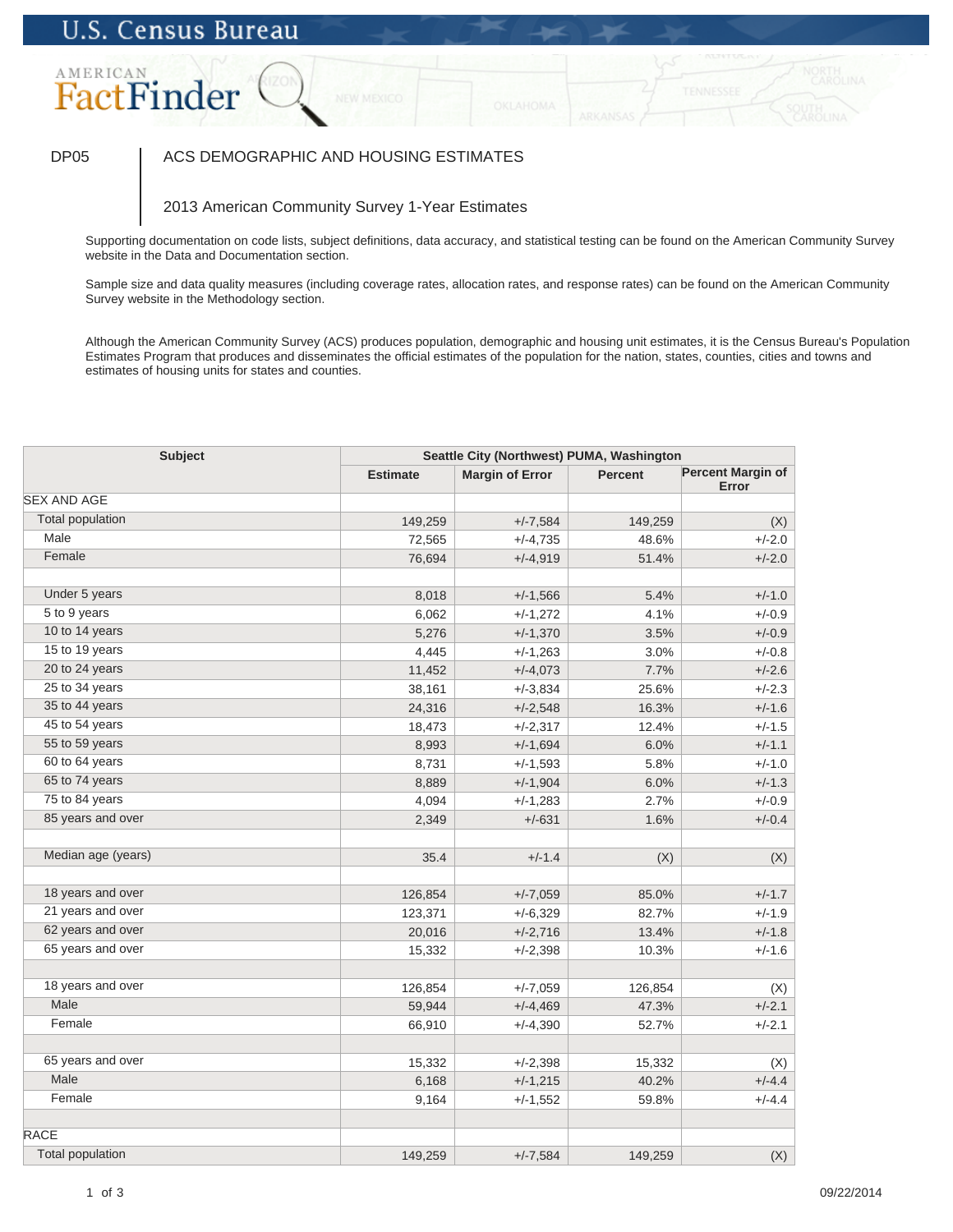U.S. Census Bureau

AMERICAN FactFinder

DP05 | ACS DEMOGRAPHIC AND HOUSING ESTIMATES

2013 American Community Survey 1-Year Estimates

Supporting documentation on code lists, subject definitions, data accuracy, and statistical testing can be found on the American Community Survey website in the Data and Documentation section.

Sample size and data quality measures (including coverage rates, allocation rates, and response rates) can be found on the American Community Survey website in the Methodology section.

Although the American Community Survey (ACS) produces population, demographic and housing unit estimates, it is the Census Bureau's Population Estimates Program that produces and disseminates the official estimates of the population for the nation, states, counties, cities and towns and estimates of housing units for states and counties.

| Subject | Seattle City (Northwest) PUMA, Washington | | | |
|---|---|---|---|---|
| | Estimate | Margin of Error | Percent | Percent Margin of Error |
| SEX AND AGE | | | | |
| Total population | 149,259 | +/-7,584 | 149,259 | (X) |
| Male | 72,565 | +/-4,735 | 48.6% | +/-2.0 |
| Female | 76,694 | +/-4,919 | 51.4% | +/-2.0 |
| | | | | |
| Under 5 years | 8,018 | +/-1,566 | 5.4% | +/-1.0 |
| 5 to 9 years | 6,062 | +/-1,272 | 4.1% | +/-0.9 |
| 10 to 14 years | 5,276 | +/-1,370 | 3.5% | +/-0.9 |
| 15 to 19 years | 4,445 | +/-1,263 | 3.0% | +/-0.8 |
| 20 to 24 years | 11,452 | +/-4,073 | 7.7% | +/-2.6 |
| 25 to 34 years | 38,161 | +/-3,834 | 25.6% | +/-2.3 |
| 35 to 44 years | 24,316 | +/-2,548 | 16.3% | +/-1.6 |
| 45 to 54 years | 18,473 | +/-2,317 | 12.4% | +/-1.5 |
| 55 to 59 years | 8,993 | +/-1,694 | 6.0% | +/-1.1 |
| 60 to 64 years | 8,731 | +/-1,593 | 5.8% | +/-1.0 |
| 65 to 74 years | 8,889 | +/-1,904 | 6.0% | +/-1.3 |
| 75 to 84 years | 4,094 | +/-1,283 | 2.7% | +/-0.9 |
| 85 years and over | 2,349 | +/-631 | 1.6% | +/-0.4 |
| | | | | |
| Median age (years) | 35.4 | +/-1.4 | (X) | (X) |
| | | | | |
| 18 years and over | 126,854 | +/-7,059 | 85.0% | +/-1.7 |
| 21 years and over | 123,371 | +/-6,329 | 82.7% | +/-1.9 |
| 62 years and over | 20,016 | +/-2,716 | 13.4% | +/-1.8 |
| 65 years and over | 15,332 | +/-2,398 | 10.3% | +/-1.6 |
| | | | | |
| 18 years and over | 126,854 | +/-7,059 | 126,854 | (X) |
| Male | 59,944 | +/-4,469 | 47.3% | +/-2.1 |
| Female | 66,910 | +/-4,390 | 52.7% | +/-2.1 |
| | | | | |
| 65 years and over | 15,332 | +/-2,398 | 15,332 | (X) |
| Male | 6,168 | +/-1,215 | 40.2% | +/-4.4 |
| Female | 9,164 | +/-1,552 | 59.8% | +/-4.4 |
| | | | | |
| RACE | | | | |
| Total population | 149,259 | +/-7,584 | 149,259 | (X) |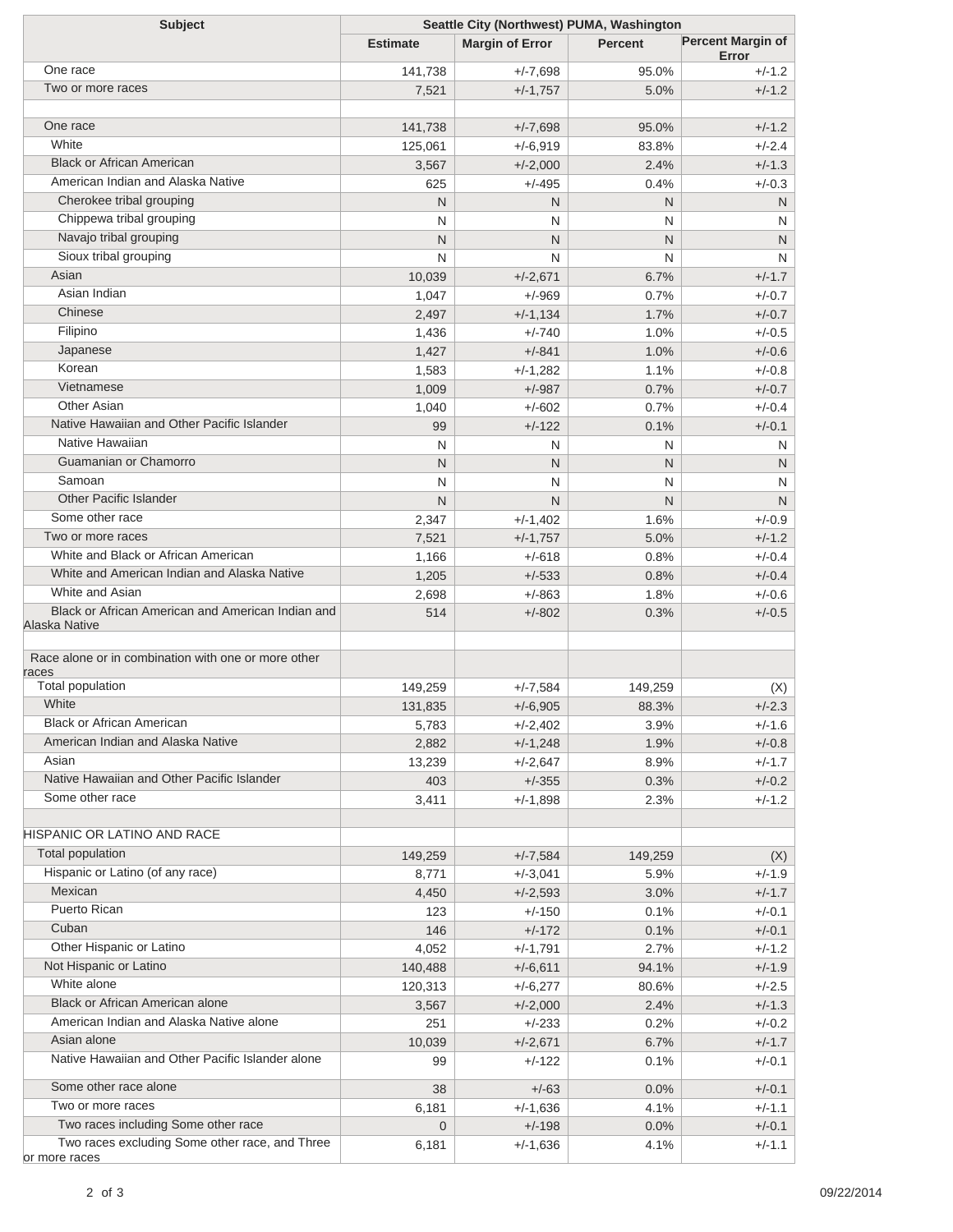| Subject | Seattle City (Northwest) PUMA, Washington | | | |
|---|---|---|---|---|
| | Estimate | Margin of Error | Percent | Percent Margin of Error |
| One race | 141,738 | +/-7,698 | 95.0% | +/-1.2 |
| Two or more races | 7,521 | +/-1,757 | 5.0% | +/-1.2 |
| | | | | |
| One race | 141,738 | +/-7,698 | 95.0% | +/-1.2 |
| White | 125,061 | +/-6,919 | 83.8% | +/-2.4 |
| Black or African American | 3,567 | +/-2,000 | 2.4% | +/-1.3 |
| American Indian and Alaska Native | 625 | +/-495 | 0.4% | +/-0.3 |
| Cherokee tribal grouping | N | N | N | N |
| Chippewa tribal grouping | N | N | N | N |
| Navajo tribal grouping | N | N | N | N |
| Sioux tribal grouping | N | N | N | N |
| Asian | 10,039 | +/-2,671 | 6.7% | +/-1.7 |
| Asian Indian | 1,047 | +/-969 | 0.7% | +/-0.7 |
| Chinese | 2,497 | +/-1,134 | 1.7% | +/-0.7 |
| Filipino | 1,436 | +/-740 | 1.0% | +/-0.5 |
| Japanese | 1,427 | +/-841 | 1.0% | +/-0.6 |
| Korean | 1,583 | +/-1,282 | 1.1% | +/-0.8 |
| Vietnamese | 1,009 | +/-987 | 0.7% | +/-0.7 |
| Other Asian | 1,040 | +/-602 | 0.7% | +/-0.4 |
| Native Hawaiian and Other Pacific Islander | 99 | +/-122 | 0.1% | +/-0.1 |
| Native Hawaiian | N | N | N | N |
| Guamanian or Chamorro | N | N | N | N |
| Samoan | N | N | N | N |
| Other Pacific Islander | N | N | N | N |
| Some other race | 2,347 | +/-1,402 | 1.6% | +/-0.9 |
| Two or more races | 7,521 | +/-1,757 | 5.0% | +/-1.2 |
| White and Black or African American | 1,166 | +/-618 | 0.8% | +/-0.4 |
| White and American Indian and Alaska Native | 1,205 | +/-533 | 0.8% | +/-0.4 |
| White and Asian | 2,698 | +/-863 | 1.8% | +/-0.6 |
| Black or African American and American Indian and Alaska Native | 514 | +/-802 | 0.3% | +/-0.5 |
| | | | | |
| Race alone or in combination with one or more other races | | | | |
| Total population | 149,259 | +/-7,584 | 149,259 | (X) |
| White | 131,835 | +/-6,905 | 88.3% | +/-2.3 |
| Black or African American | 5,783 | +/-2,402 | 3.9% | +/-1.6 |
| American Indian and Alaska Native | 2,882 | +/-1,248 | 1.9% | +/-0.8 |
| Asian | 13,239 | +/-2,647 | 8.9% | +/-1.7 |
| Native Hawaiian and Other Pacific Islander | 403 | +/-355 | 0.3% | +/-0.2 |
| Some other race | 3,411 | +/-1,898 | 2.3% | +/-1.2 |
| | | | | |
| HISPANIC OR LATINO AND RACE | | | | |
| Total population | 149,259 | +/-7,584 | 149,259 | (X) |
| Hispanic or Latino (of any race) | 8,771 | +/-3,041 | 5.9% | +/-1.9 |
| Mexican | 4,450 | +/-2,593 | 3.0% | +/-1.7 |
| Puerto Rican | 123 | +/-150 | 0.1% | +/-0.1 |
| Cuban | 146 | +/-172 | 0.1% | +/-0.1 |
| Other Hispanic or Latino | 4,052 | +/-1,791 | 2.7% | +/-1.2 |
| Not Hispanic or Latino | 140,488 | +/-6,611 | 94.1% | +/-1.9 |
| White alone | 120,313 | +/-6,277 | 80.6% | +/-2.5 |
| Black or African American alone | 3,567 | +/-2,000 | 2.4% | +/-1.3 |
| American Indian and Alaska Native alone | 251 | +/-233 | 0.2% | +/-0.2 |
| Asian alone | 10,039 | +/-2,671 | 6.7% | +/-1.7 |
| Native Hawaiian and Other Pacific Islander alone | 99 | +/-122 | 0.1% | +/-0.1 |
| Some other race alone | 38 | +/-63 | 0.0% | +/-0.1 |
| Two or more races | 6,181 | +/-1,636 | 4.1% | +/-1.1 |
| Two races including Some other race | 0 | +/-198 | 0.0% | +/-0.1 |
| Two races excluding Some other race, and Three or more races | 6,181 | +/-1,636 | 4.1% | +/-1.1 |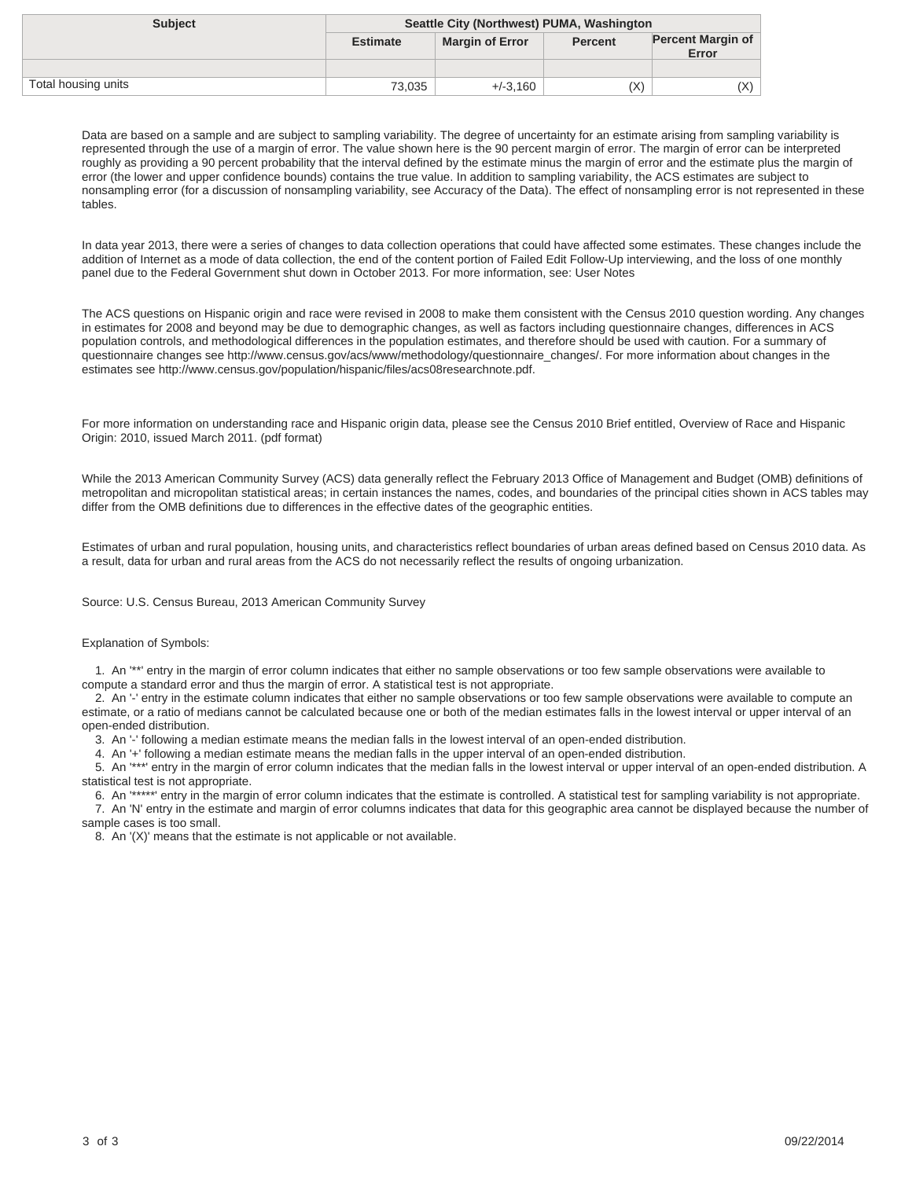| Subject | Seattle City (Northwest) PUMA, Washington | | | |
|---|---|---|---|---|
| | Estimate | Margin of Error | Percent | Percent Margin of Error |
| | | | | |
| Total housing units | 73,035 | +/-3,160 | (X) | (X) |

Data are based on a sample and are subject to sampling variability. The degree of uncertainty for an estimate arising from sampling variability is represented through the use of a margin of error. The value shown here is the 90 percent margin of error. The margin of error can be interpreted roughly as providing a 90 percent probability that the interval defined by the estimate minus the margin of error and the estimate plus the margin of error (the lower and upper confidence bounds) contains the true value. In addition to sampling variability, the ACS estimates are subject to nonsampling error (for a discussion of nonsampling variability, see Accuracy of the Data). The effect of nonsampling error is not represented in these tables.

In data year 2013, there were a series of changes to data collection operations that could have affected some estimates. These changes include the addition of Internet as a mode of data collection, the end of the content portion of Failed Edit Follow-Up interviewing, and the loss of one monthly panel due to the Federal Government shut down in October 2013. For more information, see: User Notes

The ACS questions on Hispanic origin and race were revised in 2008 to make them consistent with the Census 2010 question wording. Any changes in estimates for 2008 and beyond may be due to demographic changes, as well as factors including questionnaire changes, differences in ACS population controls, and methodological differences in the population estimates, and therefore should be used with caution. For a summary of questionnaire changes see http://www.census.gov/acs/www/methodology/questionnaire_changes/. For more information about changes in the estimates see http://www.census.gov/population/hispanic/files/acs08researchnote.pdf.

For more information on understanding race and Hispanic origin data, please see the Census 2010 Brief entitled, Overview of Race and Hispanic Origin: 2010, issued March 2011. (pdf format)

While the 2013 American Community Survey (ACS) data generally reflect the February 2013 Office of Management and Budget (OMB) definitions of metropolitan and micropolitan statistical areas; in certain instances the names, codes, and boundaries of the principal cities shown in ACS tables may differ from the OMB definitions due to differences in the effective dates of the geographic entities.

Estimates of urban and rural population, housing units, and characteristics reflect boundaries of urban areas defined based on Census 2010 data. As a result, data for urban and rural areas from the ACS do not necessarily reflect the results of ongoing urbanization.

Source: U.S. Census Bureau, 2013 American Community Survey

Explanation of Symbols:

1. An '**' entry in the margin of error column indicates that either no sample observations or too few sample observations were available to compute a standard error and thus the margin of error. A statistical test is not appropriate.
2. An '-' entry in the estimate column indicates that either no sample observations or too few sample observations were available to compute an estimate, or a ratio of medians cannot be calculated because one or both of the median estimates falls in the lowest interval or upper interval of an open-ended distribution.
3. An '-' following a median estimate means the median falls in the lowest interval of an open-ended distribution.
4. An '+' following a median estimate means the median falls in the upper interval of an open-ended distribution.
5. An '***' entry in the margin of error column indicates that the median falls in the lowest interval or upper interval of an open-ended distribution. A statistical test is not appropriate.
6. An '*****' entry in the margin of error column indicates that the estimate is controlled. A statistical test for sampling variability is not appropriate.
7. An 'N' entry in the estimate and margin of error columns indicates that data for this geographic area cannot be displayed because the number of sample cases is too small.
8. An '(X)' means that the estimate is not applicable or not available.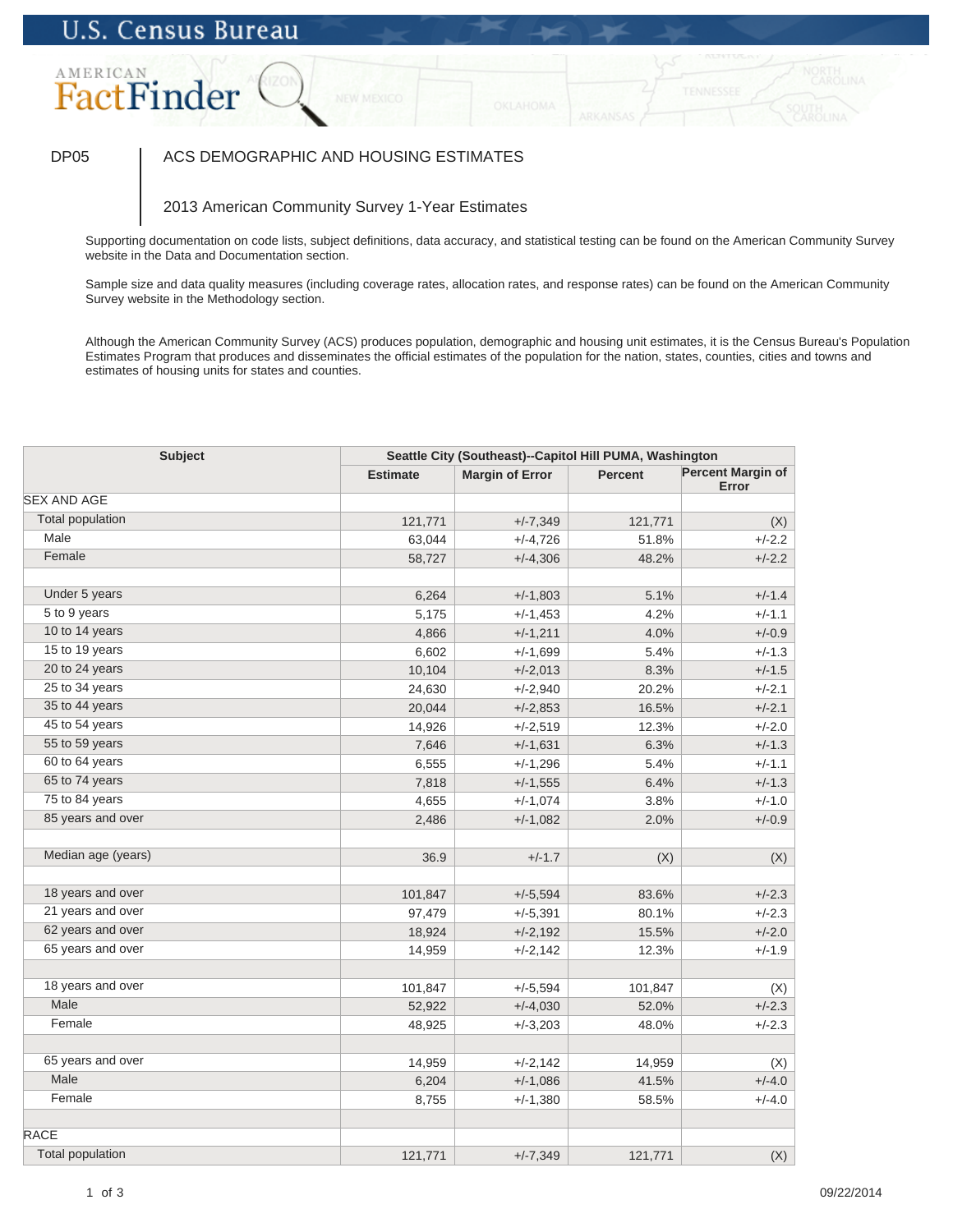U.S. Census Bureau

AMERICAN FactFinder

DP05 | ACS DEMOGRAPHIC AND HOUSING ESTIMATES

2013 American Community Survey 1-Year Estimates

Supporting documentation on code lists, subject definitions, data accuracy, and statistical testing can be found on the American Community Survey website in the Data and Documentation section.

Sample size and data quality measures (including coverage rates, allocation rates, and response rates) can be found on the American Community Survey website in the Methodology section.

Although the American Community Survey (ACS) produces population, demographic and housing unit estimates, it is the Census Bureau's Population Estimates Program that produces and disseminates the official estimates of the population for the nation, states, counties, cities and towns and estimates of housing units for states and counties.

| Subject | Seattle City (Southeast)--Capitol Hill PUMA, Washington | | | |
|---|---|---|---|---|
| | Estimate | Margin of Error | Percent | Percent Margin of Error |
| SEX AND AGE | | | | |
| Total population | 121,771 | +/-7,349 | 121,771 | (X) |
| Male | 63,044 | +/-4,726 | 51.8% | +/-2.2 |
| Female | 58,727 | +/-4,306 | 48.2% | +/-2.2 |
| | | | | |
| Under 5 years | 6,264 | +/-1,803 | 5.1% | +/-1.4 |
| 5 to 9 years | 5,175 | +/-1,453 | 4.2% | +/-1.1 |
| 10 to 14 years | 4,866 | +/-1,211 | 4.0% | +/-0.9 |
| 15 to 19 years | 6,602 | +/-1,699 | 5.4% | +/-1.3 |
| 20 to 24 years | 10,104 | +/-2,013 | 8.3% | +/-1.5 |
| 25 to 34 years | 24,630 | +/-2,940 | 20.2% | +/-2.1 |
| 35 to 44 years | 20,044 | +/-2,853 | 16.5% | +/-2.1 |
| 45 to 54 years | 14,926 | +/-2,519 | 12.3% | +/-2.0 |
| 55 to 59 years | 7,646 | +/-1,631 | 6.3% | +/-1.3 |
| 60 to 64 years | 6,555 | +/-1,296 | 5.4% | +/-1.1 |
| 65 to 74 years | 7,818 | +/-1,555 | 6.4% | +/-1.3 |
| 75 to 84 years | 4,655 | +/-1,074 | 3.8% | +/-1.0 |
| 85 years and over | 2,486 | +/-1,082 | 2.0% | +/-0.9 |
| | | | | |
| Median age (years) | 36.9 | +/-1.7 | (X) | (X) |
| | | | | |
| 18 years and over | 101,847 | +/-5,594 | 83.6% | +/-2.3 |
| 21 years and over | 97,479 | +/-5,391 | 80.1% | +/-2.3 |
| 62 years and over | 18,924 | +/-2,192 | 15.5% | +/-2.0 |
| 65 years and over | 14,959 | +/-2,142 | 12.3% | +/-1.9 |
| | | | | |
| 18 years and over | 101,847 | +/-5,594 | 101,847 | (X) |
| Male | 52,922 | +/-4,030 | 52.0% | +/-2.3 |
| Female | 48,925 | +/-3,203 | 48.0% | +/-2.3 |
| | | | | |
| 65 years and over | 14,959 | +/-2,142 | 14,959 | (X) |
| Male | 6,204 | +/-1,086 | 41.5% | +/-4.0 |
| Female | 8,755 | +/-1,380 | 58.5% | +/-4.0 |
| | | | | |
| RACE | | | | |
| Total population | 121,771 | +/-7,349 | 121,771 | (X) |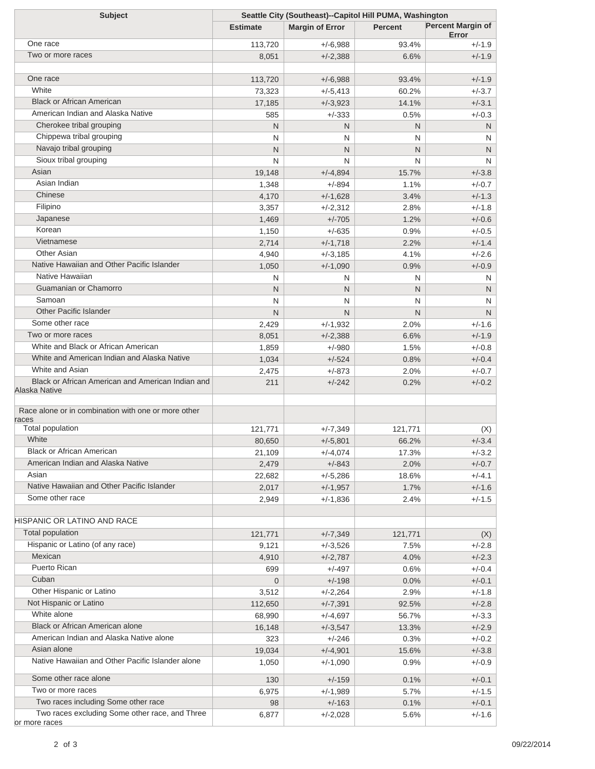| Subject | Seattle City (Southeast)--Capitol Hill PUMA, Washington | | | |
|---|---|---|---|---|
| | Estimate | Margin of Error | Percent | Percent Margin of Error |
| One race | 113,720 | +/-6,988 | 93.4% | +/-1.9 |
| Two or more races | 8,051 | +/-2,388 | 6.6% | +/-1.9 |
| | | | | |
| One race | 113,720 | +/-6,988 | 93.4% | +/-1.9 |
| White | 73,323 | +/-5,413 | 60.2% | +/-3.7 |
| Black or African American | 17,185 | +/-3,923 | 14.1% | +/-3.1 |
| American Indian and Alaska Native | 585 | +/-333 | 0.5% | +/-0.3 |
| Cherokee tribal grouping | N | N | N | N |
| Chippewa tribal grouping | N | N | N | N |
| Navajo tribal grouping | N | N | N | N |
| Sioux tribal grouping | N | N | N | N |
| Asian | 19,148 | +/-4,894 | 15.7% | +/-3.8 |
| Asian Indian | 1,348 | +/-894 | 1.1% | +/-0.7 |
| Chinese | 4,170 | +/-1,628 | 3.4% | +/-1.3 |
| Filipino | 3,357 | +/-2,312 | 2.8% | +/-1.8 |
| Japanese | 1,469 | +/-705 | 1.2% | +/-0.6 |
| Korean | 1,150 | +/-635 | 0.9% | +/-0.5 |
| Vietnamese | 2,714 | +/-1,718 | 2.2% | +/-1.4 |
| Other Asian | 4,940 | +/-3,185 | 4.1% | +/-2.6 |
| Native Hawaiian and Other Pacific Islander | 1,050 | +/-1,090 | 0.9% | +/-0.9 |
| Native Hawaiian | N | N | N | N |
| Guamanian or Chamorro | N | N | N | N |
| Samoan | N | N | N | N |
| Other Pacific Islander | N | N | N | N |
| Some other race | 2,429 | +/-1,932 | 2.0% | +/-1.6 |
| Two or more races | 8,051 | +/-2,388 | 6.6% | +/-1.9 |
| White and Black or African American | 1,859 | +/-980 | 1.5% | +/-0.8 |
| White and American Indian and Alaska Native | 1,034 | +/-524 | 0.8% | +/-0.4 |
| White and Asian | 2,475 | +/-873 | 2.0% | +/-0.7 |
| Black or African American and American Indian and Alaska Native | 211 | +/-242 | 0.2% | +/-0.2 |
| | | | | |
| Race alone or in combination with one or more other races | | | | |
| Total population | 121,771 | +/-7,349 | 121,771 | (X) |
| White | 80,650 | +/-5,801 | 66.2% | +/-3.4 |
| Black or African American | 21,109 | +/-4,074 | 17.3% | +/-3.2 |
| American Indian and Alaska Native | 2,479 | +/-843 | 2.0% | +/-0.7 |
| Asian | 22,682 | +/-5,286 | 18.6% | +/-4.1 |
| Native Hawaiian and Other Pacific Islander | 2,017 | +/-1,957 | 1.7% | +/-1.6 |
| Some other race | 2,949 | +/-1,836 | 2.4% | +/-1.5 |
| | | | | |
| HISPANIC OR LATINO AND RACE | | | | |
| Total population | 121,771 | +/-7,349 | 121,771 | (X) |
| Hispanic or Latino (of any race) | 9,121 | +/-3,526 | 7.5% | +/-2.8 |
| Mexican | 4,910 | +/-2,787 | 4.0% | +/-2.3 |
| Puerto Rican | 699 | +/-497 | 0.6% | +/-0.4 |
| Cuban | 0 | +/-198 | 0.0% | +/-0.1 |
| Other Hispanic or Latino | 3,512 | +/-2,264 | 2.9% | +/-1.8 |
| Not Hispanic or Latino | 112,650 | +/-7,391 | 92.5% | +/-2.8 |
| White alone | 68,990 | +/-4,697 | 56.7% | +/-3.3 |
| Black or African American alone | 16,148 | +/-3,547 | 13.3% | +/-2.9 |
| American Indian and Alaska Native alone | 323 | +/-246 | 0.3% | +/-0.2 |
| Asian alone | 19,034 | +/-4,901 | 15.6% | +/-3.8 |
| Native Hawaiian and Other Pacific Islander alone | 1,050 | +/-1,090 | 0.9% | +/-0.9 |
| Some other race alone | 130 | +/-159 | 0.1% | +/-0.1 |
| Two or more races | 6,975 | +/-1,989 | 5.7% | +/-1.5 |
| Two races including Some other race | 98 | +/-163 | 0.1% | +/-0.1 |
| Two races excluding Some other race, and Three or more races | 6,877 | +/-2,028 | 5.6% | +/-1.6 |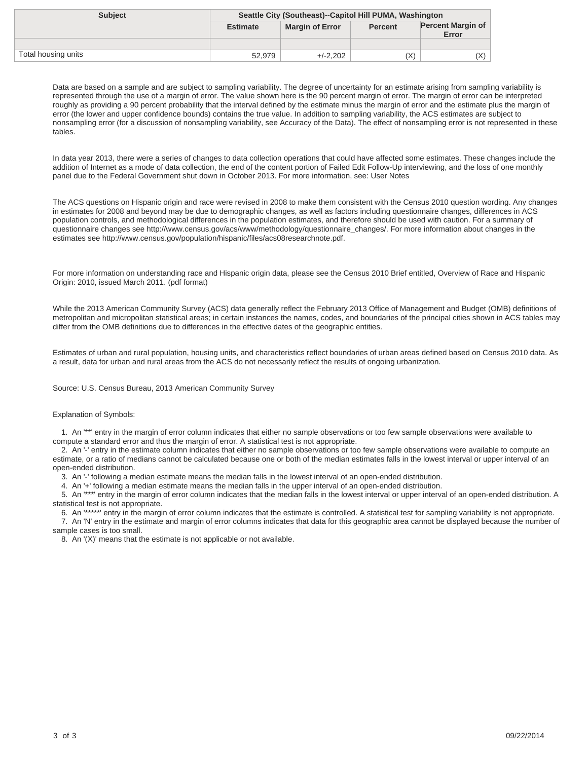| Subject | Seattle City (Southeast)--Capitol Hill PUMA, Washington | | | |
|---|---|---|---|---|
| | Estimate | Margin of Error | Percent | Percent Margin of Error |
| | | | | |
| Total housing units | 52,979 | +/-2,202 | (X) | (X) |

Data are based on a sample and are subject to sampling variability. The degree of uncertainty for an estimate arising from sampling variability is represented through the use of a margin of error. The value shown here is the 90 percent margin of error. The margin of error can be interpreted roughly as providing a 90 percent probability that the interval defined by the estimate minus the margin of error and the estimate plus the margin of error (the lower and upper confidence bounds) contains the true value. In addition to sampling variability, the ACS estimates are subject to nonsampling error (for a discussion of nonsampling variability, see Accuracy of the Data). The effect of nonsampling error is not represented in these tables.

In data year 2013, there were a series of changes to data collection operations that could have affected some estimates. These changes include the addition of Internet as a mode of data collection, the end of the content portion of Failed Edit Follow-Up interviewing, and the loss of one monthly panel due to the Federal Government shut down in October 2013. For more information, see: User Notes

The ACS questions on Hispanic origin and race were revised in 2008 to make them consistent with the Census 2010 question wording. Any changes in estimates for 2008 and beyond may be due to demographic changes, as well as factors including questionnaire changes, differences in ACS population controls, and methodological differences in the population estimates, and therefore should be used with caution. For a summary of questionnaire changes see http://www.census.gov/acs/www/methodology/questionnaire_changes/. For more information about changes in the estimates see http://www.census.gov/population/hispanic/files/acs08researchnote.pdf.

For more information on understanding race and Hispanic origin data, please see the Census 2010 Brief entitled, Overview of Race and Hispanic Origin: 2010, issued March 2011. (pdf format)

While the 2013 American Community Survey (ACS) data generally reflect the February 2013 Office of Management and Budget (OMB) definitions of metropolitan and micropolitan statistical areas; in certain instances the names, codes, and boundaries of the principal cities shown in ACS tables may differ from the OMB definitions due to differences in the effective dates of the geographic entities.

Estimates of urban and rural population, housing units, and characteristics reflect boundaries of urban areas defined based on Census 2010 data. As a result, data for urban and rural areas from the ACS do not necessarily reflect the results of ongoing urbanization.

Source: U.S. Census Bureau, 2013 American Community Survey

Explanation of Symbols:

1. An '**' entry in the margin of error column indicates that either no sample observations or too few sample observations were available to compute a standard error and thus the margin of error. A statistical test is not appropriate.
2. An '-' entry in the estimate column indicates that either no sample observations or too few sample observations were available to compute an estimate, or a ratio of medians cannot be calculated because one or both of the median estimates falls in the lowest interval or upper interval of an open-ended distribution.
3. An '-' following a median estimate means the median falls in the lowest interval of an open-ended distribution.
4. An '+' following a median estimate means the median falls in the upper interval of an open-ended distribution.
5. An '***' entry in the margin of error column indicates that the median falls in the lowest interval or upper interval of an open-ended distribution. A statistical test is not appropriate.
6. An '*****' entry in the margin of error column indicates that the estimate is controlled. A statistical test for sampling variability is not appropriate.
7. An 'N' entry in the estimate and margin of error columns indicates that data for this geographic area cannot be displayed because the number of sample cases is too small.
8. An '(X)' means that the estimate is not applicable or not available.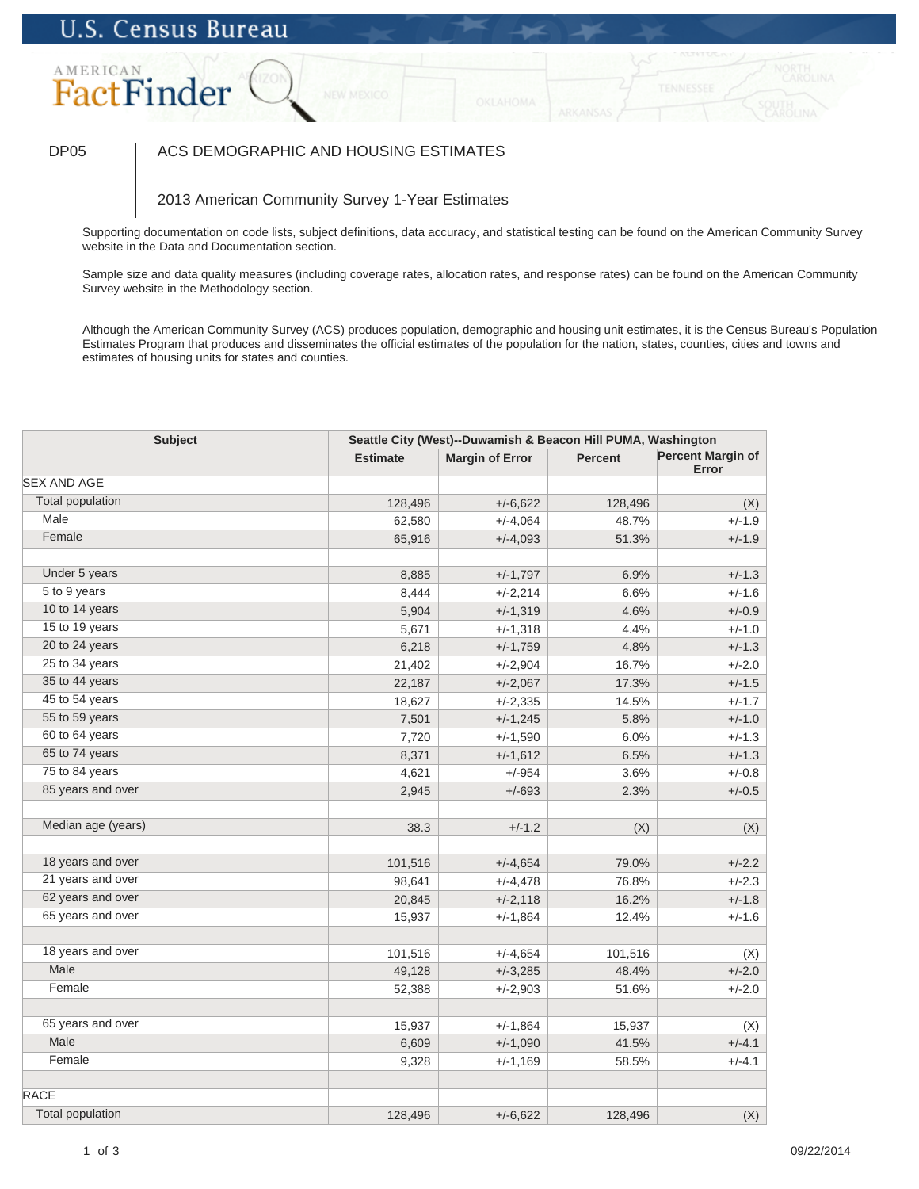U.S. Census Bureau

AMERICAN FactFinder

DP05 | ACS DEMOGRAPHIC AND HOUSING ESTIMATES

2013 American Community Survey 1-Year Estimates

Supporting documentation on code lists, subject definitions, data accuracy, and statistical testing can be found on the American Community Survey website in the Data and Documentation section.

Sample size and data quality measures (including coverage rates, allocation rates, and response rates) can be found on the American Community Survey website in the Methodology section.

Although the American Community Survey (ACS) produces population, demographic and housing unit estimates, it is the Census Bureau's Population Estimates Program that produces and disseminates the official estimates of the population for the nation, states, counties, cities and towns and estimates of housing units for states and counties.

| Subject | Seattle City (West)--Duwamish & Beacon Hill PUMA, Washington | | | |
|---|---|---|---|---|
| | Estimate | Margin of Error | Percent | Percent Margin of Error |
| SEX AND AGE | | | | |
| Total population | 128,496 | +/-6,622 | 128,496 | (X) |
| Male | 62,580 | +/-4,064 | 48.7% | +/-1.9 |
| Female | 65,916 | +/-4,093 | 51.3% | +/-1.9 |
| | | | | |
| Under 5 years | 8,885 | +/-1,797 | 6.9% | +/-1.3 |
| 5 to 9 years | 8,444 | +/-2,214 | 6.6% | +/-1.6 |
| 10 to 14 years | 5,904 | +/-1,319 | 4.6% | +/-0.9 |
| 15 to 19 years | 5,671 | +/-1,318 | 4.4% | +/-1.0 |
| 20 to 24 years | 6,218 | +/-1,759 | 4.8% | +/-1.3 |
| 25 to 34 years | 21,402 | +/-2,904 | 16.7% | +/-2.0 |
| 35 to 44 years | 22,187 | +/-2,067 | 17.3% | +/-1.5 |
| 45 to 54 years | 18,627 | +/-2,335 | 14.5% | +/-1.7 |
| 55 to 59 years | 7,501 | +/-1,245 | 5.8% | +/-1.0 |
| 60 to 64 years | 7,720 | +/-1,590 | 6.0% | +/-1.3 |
| 65 to 74 years | 8,371 | +/-1,612 | 6.5% | +/-1.3 |
| 75 to 84 years | 4,621 | +/-954 | 3.6% | +/-0.8 |
| 85 years and over | 2,945 | +/-693 | 2.3% | +/-0.5 |
| | | | | |
| Median age (years) | 38.3 | +/-1.2 | (X) | (X) |
| | | | | |
| 18 years and over | 101,516 | +/-4,654 | 79.0% | +/-2.2 |
| 21 years and over | 98,641 | +/-4,478 | 76.8% | +/-2.3 |
| 62 years and over | 20,845 | +/-2,118 | 16.2% | +/-1.8 |
| 65 years and over | 15,937 | +/-1,864 | 12.4% | +/-1.6 |
| | | | | |
| 18 years and over | 101,516 | +/-4,654 | 101,516 | (X) |
| Male | 49,128 | +/-3,285 | 48.4% | +/-2.0 |
| Female | 52,388 | +/-2,903 | 51.6% | +/-2.0 |
| | | | | |
| 65 years and over | 15,937 | +/-1,864 | 15,937 | (X) |
| Male | 6,609 | +/-1,090 | 41.5% | +/-4.1 |
| Female | 9,328 | +/-1,169 | 58.5% | +/-4.1 |
| | | | | |
| RACE | | | | |
| Total population | 128,496 | +/-6,622 | 128,496 | (X) |

09/22/2014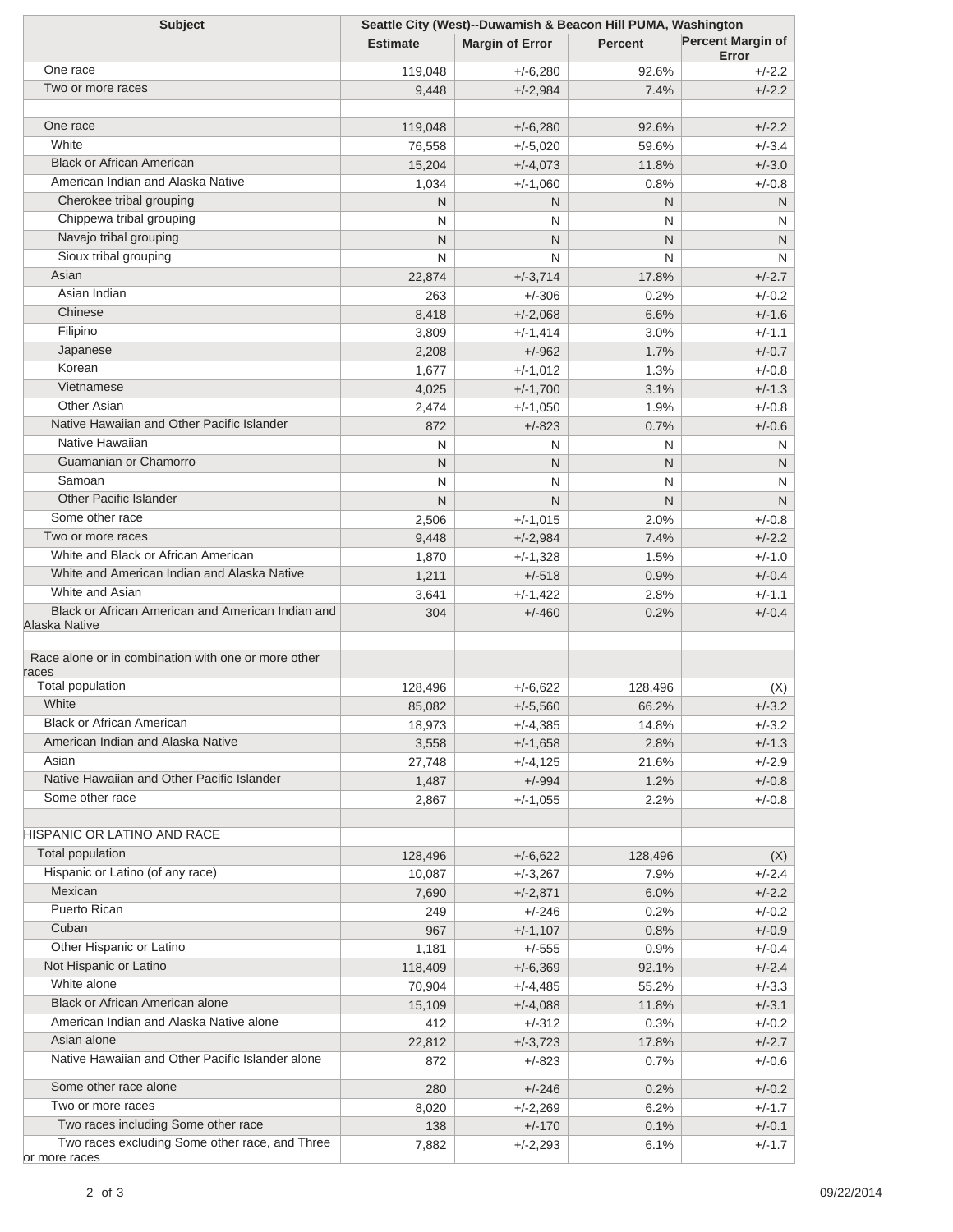| Subject | Seattle City (West)--Duwamish & Beacon Hill PUMA, Washington | | | |
|---|---|---|---|---|
| | Estimate | Margin of Error | Percent | Percent Margin of Error |
| One race | 119,048 | +/-6,280 | 92.6% | +/-2.2 |
| Two or more races | 9,448 | +/-2,984 | 7.4% | +/-2.2 |
| | | | | |
| One race | 119,048 | +/-6,280 | 92.6% | +/-2.2 |
| White | 76,558 | +/-5,020 | 59.6% | +/-3.4 |
| Black or African American | 15,204 | +/-4,073 | 11.8% | +/-3.0 |
| American Indian and Alaska Native | 1,034 | +/-1,060 | 0.8% | +/-0.8 |
| Cherokee tribal grouping | N | N | N | N |
| Chippewa tribal grouping | N | N | N | N |
| Navajo tribal grouping | N | N | N | N |
| Sioux tribal grouping | N | N | N | N |
| Asian | 22,874 | +/-3,714 | 17.8% | +/-2.7 |
| Asian Indian | 263 | +/-306 | 0.2% | +/-0.2 |
| Chinese | 8,418 | +/-2,068 | 6.6% | +/-1.6 |
| Filipino | 3,809 | +/-1,414 | 3.0% | +/-1.1 |
| Japanese | 2,208 | +/-962 | 1.7% | +/-0.7 |
| Korean | 1,677 | +/-1,012 | 1.3% | +/-0.8 |
| Vietnamese | 4,025 | +/-1,700 | 3.1% | +/-1.3 |
| Other Asian | 2,474 | +/-1,050 | 1.9% | +/-0.8 |
| Native Hawaiian and Other Pacific Islander | 872 | +/-823 | 0.7% | +/-0.6 |
| Native Hawaiian | N | N | N | N |
| Guamanian or Chamorro | N | N | N | N |
| Samoan | N | N | N | N |
| Other Pacific Islander | N | N | N | N |
| Some other race | 2,506 | +/-1,015 | 2.0% | +/-0.8 |
| Two or more races | 9,448 | +/-2,984 | 7.4% | +/-2.2 |
| White and Black or African American | 1,870 | +/-1,328 | 1.5% | +/-1.0 |
| White and American Indian and Alaska Native | 1,211 | +/-518 | 0.9% | +/-0.4 |
| White and Asian | 3,641 | +/-1,422 | 2.8% | +/-1.1 |
| Black or African American and American Indian and Alaska Native | 304 | +/-460 | 0.2% | +/-0.4 |
| | | | | |
| Race alone or in combination with one or more other races | | | | |
| Total population | 128,496 | +/-6,622 | 128,496 | (X) |
| White | 85,082 | +/-5,560 | 66.2% | +/-3.2 |
| Black or African American | 18,973 | +/-4,385 | 14.8% | +/-3.2 |
| American Indian and Alaska Native | 3,558 | +/-1,658 | 2.8% | +/-1.3 |
| Asian | 27,748 | +/-4,125 | 21.6% | +/-2.9 |
| Native Hawaiian and Other Pacific Islander | 1,487 | +/-994 | 1.2% | +/-0.8 |
| Some other race | 2,867 | +/-1,055 | 2.2% | +/-0.8 |
| | | | | |
| HISPANIC OR LATINO AND RACE | | | | |
| Total population | 128,496 | +/-6,622 | 128,496 | (X) |
| Hispanic or Latino (of any race) | 10,087 | +/-3,267 | 7.9% | +/-2.4 |
| Mexican | 7,690 | +/-2,871 | 6.0% | +/-2.2 |
| Puerto Rican | 249 | +/-246 | 0.2% | +/-0.2 |
| Cuban | 967 | +/-1,107 | 0.8% | +/-0.9 |
| Other Hispanic or Latino | 1,181 | +/-555 | 0.9% | +/-0.4 |
| Not Hispanic or Latino | 118,409 | +/-6,369 | 92.1% | +/-2.4 |
| White alone | 70,904 | +/-4,485 | 55.2% | +/-3.3 |
| Black or African American alone | 15,109 | +/-4,088 | 11.8% | +/-3.1 |
| American Indian and Alaska Native alone | 412 | +/-312 | 0.3% | +/-0.2 |
| Asian alone | 22,812 | +/-3,723 | 17.8% | +/-2.7 |
| Native Hawaiian and Other Pacific Islander alone | 872 | +/-823 | 0.7% | +/-0.6 |
| Some other race alone | 280 | +/-246 | 0.2% | +/-0.2 |
| Two or more races | 8,020 | +/-2,269 | 6.2% | +/-1.7 |
| Two races including Some other race | 138 | +/-170 | 0.1% | +/-0.1 |
| Two races excluding Some other race, and Three or more races | 7,882 | +/-2,293 | 6.1% | +/-1.7 |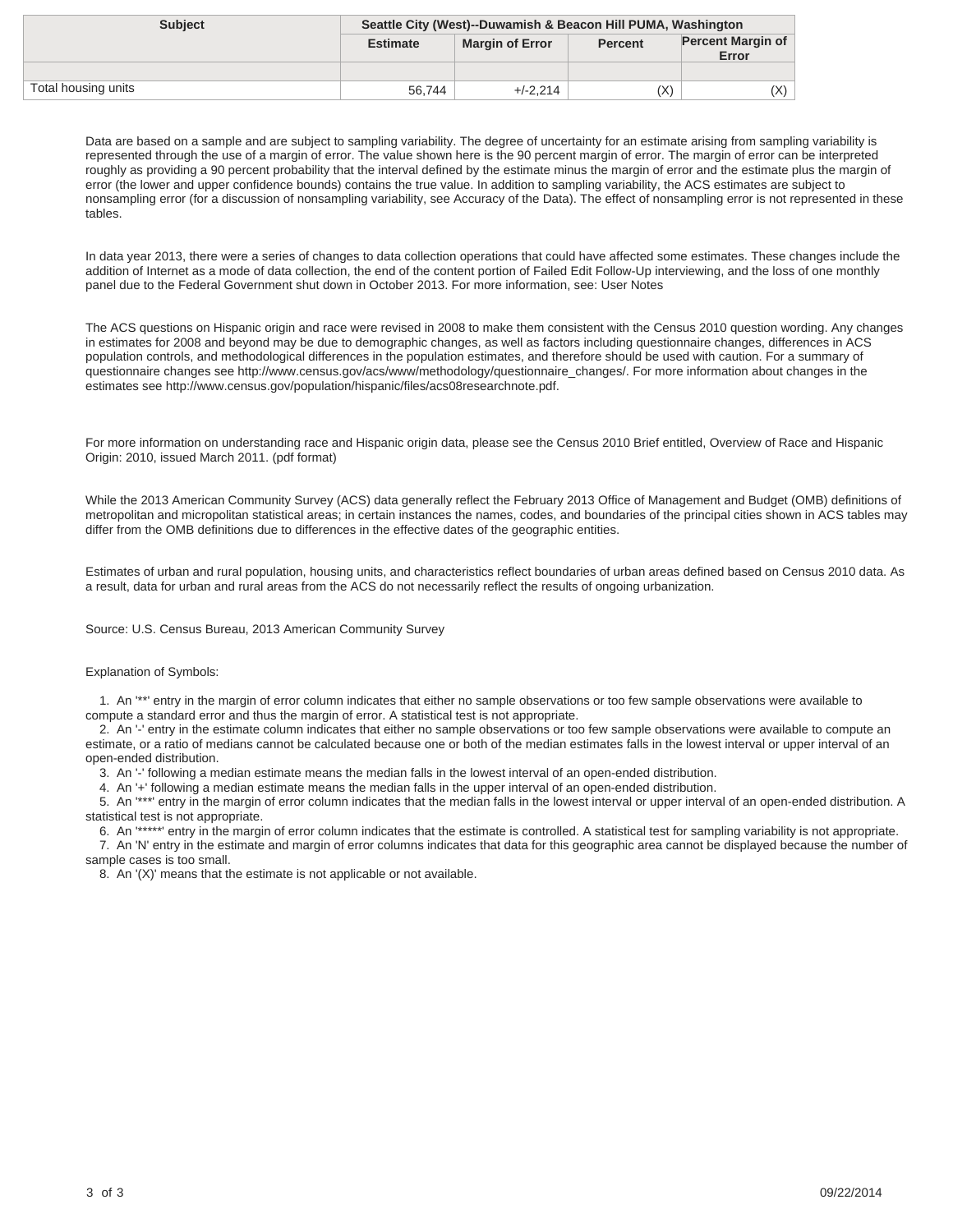| Subject | Seattle City (West)--Duwamish & Beacon Hill PUMA, Washington | | | |
|---|---|---|---|---|
| | Estimate | Margin of Error | Percent | Percent Margin of Error |
| | | | | |
| Total housing units | 56,744 | +/-2,214 | (X) | (X) |

Data are based on a sample and are subject to sampling variability. The degree of uncertainty for an estimate arising from sampling variability is represented through the use of a margin of error. The value shown here is the 90 percent margin of error. The margin of error can be interpreted roughly as providing a 90 percent probability that the interval defined by the estimate minus the margin of error and the estimate plus the margin of error (the lower and upper confidence bounds) contains the true value. In addition to sampling variability, the ACS estimates are subject to nonsampling error (for a discussion of nonsampling variability, see Accuracy of the Data). The effect of nonsampling error is not represented in these tables.

In data year 2013, there were a series of changes to data collection operations that could have affected some estimates. These changes include the addition of Internet as a mode of data collection, the end of the content portion of Failed Edit Follow-Up interviewing, and the loss of one monthly panel due to the Federal Government shut down in October 2013. For more information, see: User Notes

The ACS questions on Hispanic origin and race were revised in 2008 to make them consistent with the Census 2010 question wording. Any changes in estimates for 2008 and beyond may be due to demographic changes, as well as factors including questionnaire changes, differences in ACS population controls, and methodological differences in the population estimates, and therefore should be used with caution. For a summary of questionnaire changes see http://www.census.gov/acs/www/methodology/questionnaire_changes/. For more information about changes in the estimates see http://www.census.gov/population/hispanic/files/acs08researchnote.pdf.

For more information on understanding race and Hispanic origin data, please see the Census 2010 Brief entitled, Overview of Race and Hispanic Origin: 2010, issued March 2011. (pdf format)

While the 2013 American Community Survey (ACS) data generally reflect the February 2013 Office of Management and Budget (OMB) definitions of metropolitan and micropolitan statistical areas; in certain instances the names, codes, and boundaries of the principal cities shown in ACS tables may differ from the OMB definitions due to differences in the effective dates of the geographic entities.

Estimates of urban and rural population, housing units, and characteristics reflect boundaries of urban areas defined based on Census 2010 data. As a result, data for urban and rural areas from the ACS do not necessarily reflect the results of ongoing urbanization.

Source: U.S. Census Bureau, 2013 American Community Survey

Explanation of Symbols:

1. An '**' entry in the margin of error column indicates that either no sample observations or too few sample observations were available to compute a standard error and thus the margin of error. A statistical test is not appropriate.
2. An '-' entry in the estimate column indicates that either no sample observations or too few sample observations were available to compute an estimate, or a ratio of medians cannot be calculated because one or both of the median estimates falls in the lowest interval or upper interval of an open-ended distribution.
3. An '-' following a median estimate means the median falls in the lowest interval of an open-ended distribution.
4. An '+' following a median estimate means the median falls in the upper interval of an open-ended distribution.
5. An '***' entry in the margin of error column indicates that the median falls in the lowest interval or upper interval of an open-ended distribution. A statistical test is not appropriate.
6. An '*****' entry in the margin of error column indicates that the estimate is controlled. A statistical test for sampling variability is not appropriate.
7. An 'N' entry in the estimate and margin of error columns indicates that data for this geographic area cannot be displayed because the number of sample cases is too small.
8. An '(X)' means that the estimate is not applicable or not available.